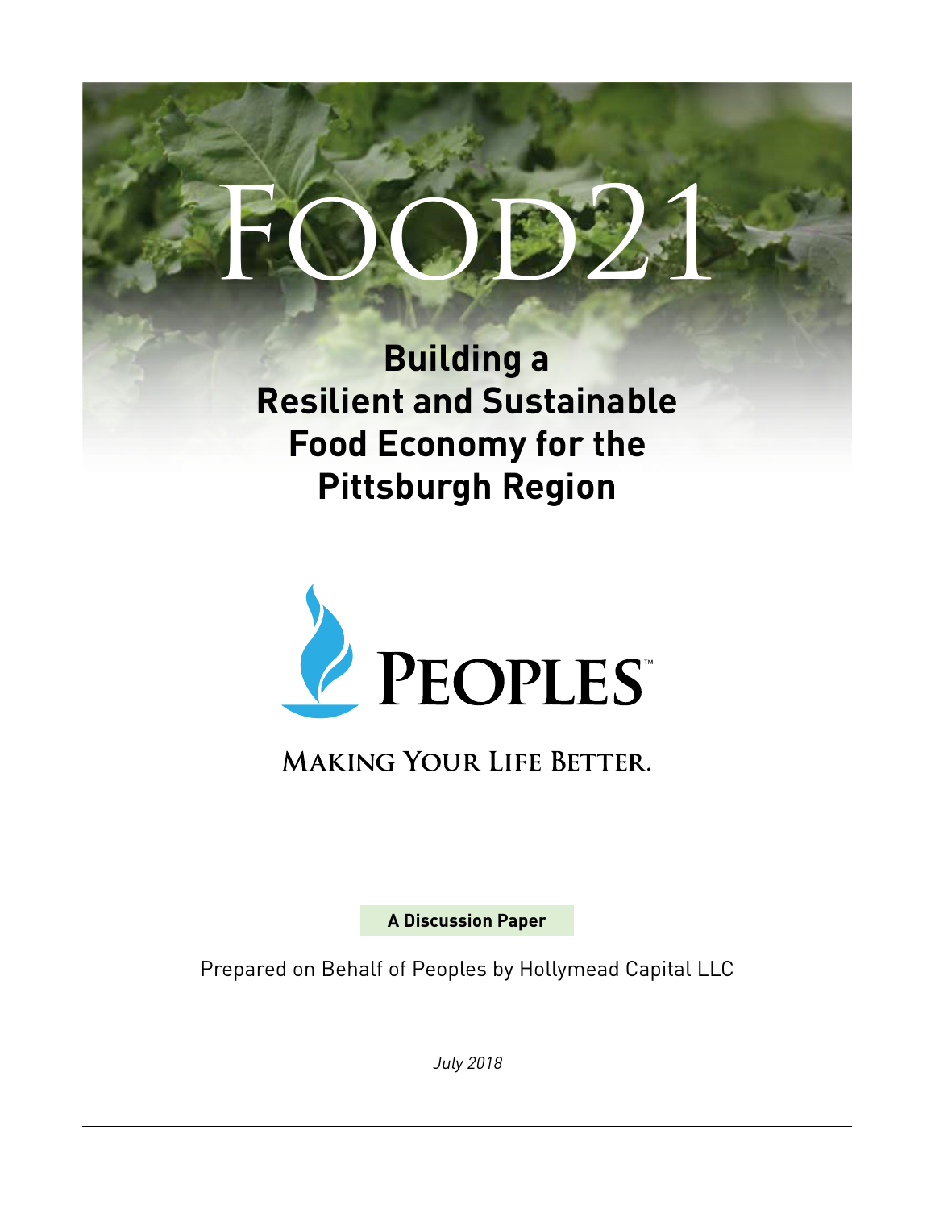# FOOD21

## Building a Resilient and Sustainable Food Economy for the Pittsburgh Region

PEOPLES™

MAKING YOUR LIFE BETTER.

**A Discussion Paper**

Prepared on Behalf of Peoples by Hollymead Capital LLC

*July 2018*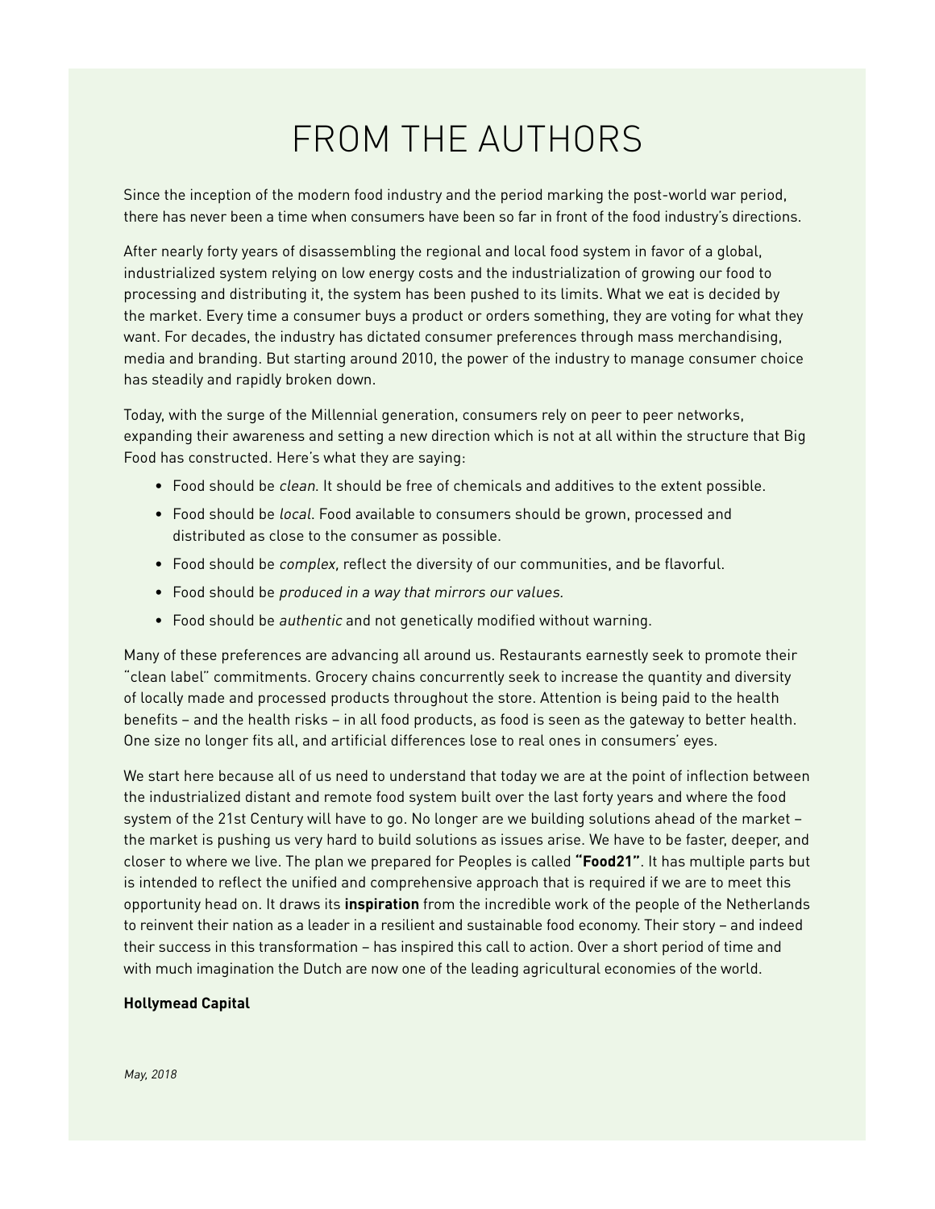# FROM THE AUTHORS

Since the inception of the modern food industry and the period marking the post-world war period, there has never been a time when consumers have been so far in front of the food industry's directions.

After nearly forty years of disassembling the regional and local food system in favor of a global, industrialized system relying on low energy costs and the industrialization of growing our food to processing and distributing it, the system has been pushed to its limits. What we eat is decided by the market. Every time a consumer buys a product or orders something, they are voting for what they want. For decades, the industry has dictated consumer preferences through mass merchandising, media and branding. But starting around 2010, the power of the industry to manage consumer choice has steadily and rapidly broken down.

Today, with the surge of the Millennial generation, consumers rely on peer to peer networks, expanding their awareness and setting a new direction which is not at all within the structure that Big Food has constructed. Here's what they are saying:

- Food should be *clean*. It should be free of chemicals and additives to the extent possible.
- Food should be *local*. Food available to consumers should be grown, processed and distributed as close to the consumer as possible.
- Food should be *complex*, reflect the diversity of our communities, and be flavorful.
- Food should be *produced in a way that mirrors our values.*
- Food should be *authentic* and not genetically modified without warning.

Many of these preferences are advancing all around us. Restaurants earnestly seek to promote their "clean label" commitments. Grocery chains concurrently seek to increase the quantity and diversity of locally made and processed products throughout the store. Attention is being paid to the health benefits – and the health risks – in all food products, as food is seen as the gateway to better health. One size no longer fits all, and artificial differences lose to real ones in consumers' eyes.

We start here because all of us need to understand that today we are at the point of inflection between the industrialized distant and remote food system built over the last forty years and where the food system of the 21st Century will have to go. No longer are we building solutions ahead of the market – the market is pushing us very hard to build solutions as issues arise. We have to be faster, deeper, and closer to where we live. The plan we prepared for Peoples is called **"Food21"**. It has multiple parts but is intended to reflect the unified and comprehensive approach that is required if we are to meet this opportunity head on. It draws its **inspiration** from the incredible work of the people of the Netherlands to reinvent their nation as a leader in a resilient and sustainable food economy. Their story – and indeed their success in this transformation – has inspired this call to action. Over a short period of time and with much imagination the Dutch are now one of the leading agricultural economies of the world.

**Hollymead Capital**

*May, 2018*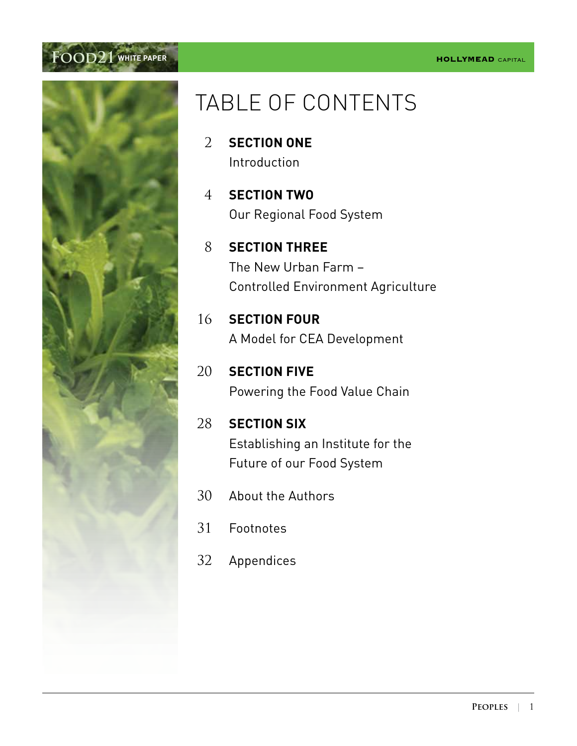# TABLE OF CONTENTS

2 **SECTION ONE**
Introduction

4 **SECTION TWO**
Our Regional Food System

8 **SECTION THREE**
The New Urban Farm –
Controlled Environment Agriculture

16 **SECTION FOUR**
A Model for CEA Development

20 **SECTION FIVE**
Powering the Food Value Chain

28 **SECTION SIX**
Establishing an Institute for the
Future of our Food System

30 About the Authors

31 Footnotes

32 Appendices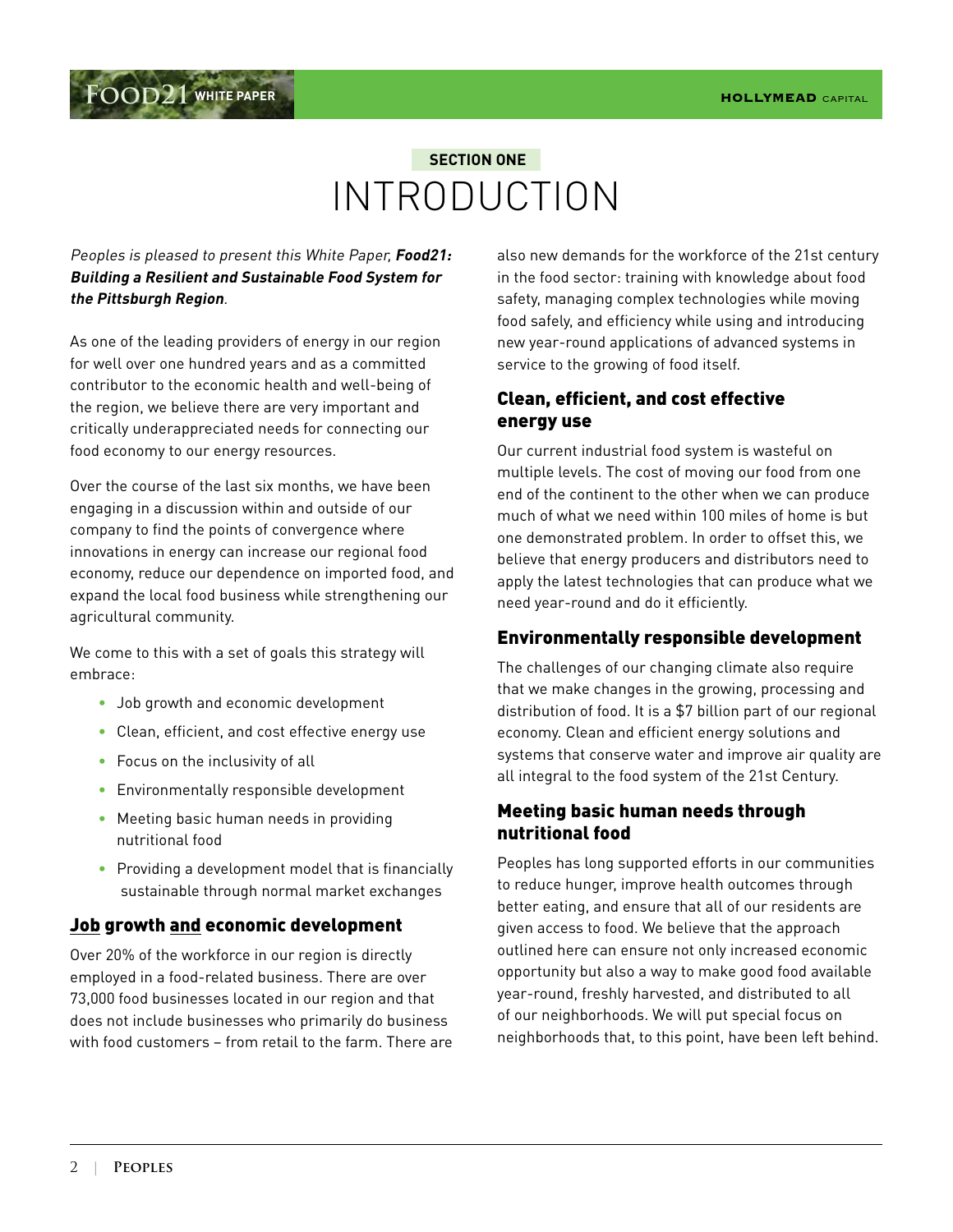## SECTION ONE

# INTRODUCTION

*Peoples is pleased to present this White Paper, **Food21: Building a Resilient and Sustainable Food System for the Pittsburgh Region**.*

As one of the leading providers of energy in our region for well over one hundred years and as a committed contributor to the economic health and well-being of the region, we believe there are very important and critically underappreciated needs for connecting our food economy to our energy resources.

Over the course of the last six months, we have been engaging in a discussion within and outside of our company to find the points of convergence where innovations in energy can increase our regional food economy, reduce our dependence on imported food, and expand the local food business while strengthening our agricultural community.

We come to this with a set of goals this strategy will embrace:

- Job growth and economic development
- Clean, efficient, and cost effective energy use
- Focus on the inclusivity of all
- Environmentally responsible development
- Meeting basic human needs in providing nutritional food
- Providing a development model that is financially sustainable through normal market exchanges

### Job growth and economic development

Over 20% of the workforce in our region is directly employed in a food-related business. There are over 73,000 food businesses located in our region and that does not include businesses who primarily do business with food customers – from retail to the farm. There are also new demands for the workforce of the 21st century in the food sector: training with knowledge about food safety, managing complex technologies while moving food safely, and efficiency while using and introducing new year-round applications of advanced systems in service to the growing of food itself.

### Clean, efficient, and cost effective energy use

Our current industrial food system is wasteful on multiple levels. The cost of moving our food from one end of the continent to the other when we can produce much of what we need within 100 miles of home is but one demonstrated problem. In order to offset this, we believe that energy producers and distributors need to apply the latest technologies that can produce what we need year-round and do it efficiently.

### Environmentally responsible development

The challenges of our changing climate also require that we make changes in the growing, processing and distribution of food. It is a $7 billion part of our regional economy. Clean and efficient energy solutions and systems that conserve water and improve air quality are all integral to the food system of the 21st Century.

### Meeting basic human needs through nutritional food

Peoples has long supported efforts in our communities to reduce hunger, improve health outcomes through better eating, and ensure that all of our residents are given access to food. We believe that the approach outlined here can ensure not only increased economic opportunity but also a way to make good food available year-round, freshly harvested, and distributed to all of our neighborhoods. We will put special focus on neighborhoods that, to this point, have been left behind.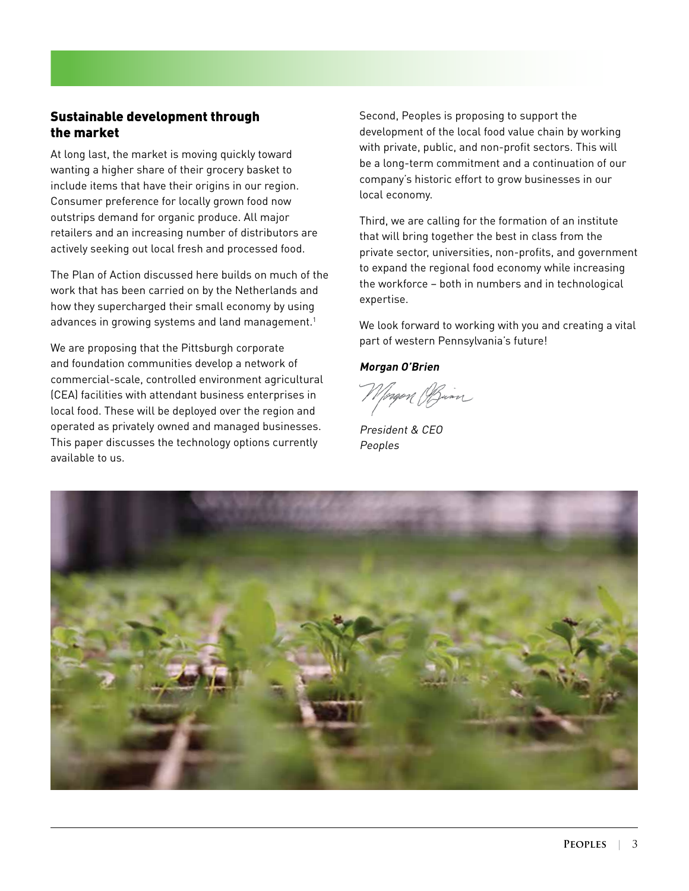## Sustainable development through the market

At long last, the market is moving quickly toward wanting a higher share of their grocery basket to include items that have their origins in our region. Consumer preference for locally grown food now outstrips demand for organic produce. All major retailers and an increasing number of distributors are actively seeking out local fresh and processed food.

The Plan of Action discussed here builds on much of the work that has been carried on by the Netherlands and how they supercharged their small economy by using advances in growing systems and land management.[1]

We are proposing that the Pittsburgh corporate and foundation communities develop a network of commercial-scale, controlled environment agricultural (CEA) facilities with attendant business enterprises in local food. These will be deployed over the region and operated as privately owned and managed businesses. This paper discusses the technology options currently available to us.

Second, Peoples is proposing to support the development of the local food value chain by working with private, public, and non-profit sectors. This will be a long-term commitment and a continuation of our company's historic effort to grow businesses in our local economy.

Third, we are calling for the formation of an institute that will bring together the best in class from the private sector, universities, non-profits, and government to expand the regional food economy while increasing the workforce – both in numbers and in technological expertise.

We look forward to working with you and creating a vital part of western Pennsylvania's future!

***Morgan O'Brien***

*President & CEO*
*Peoples*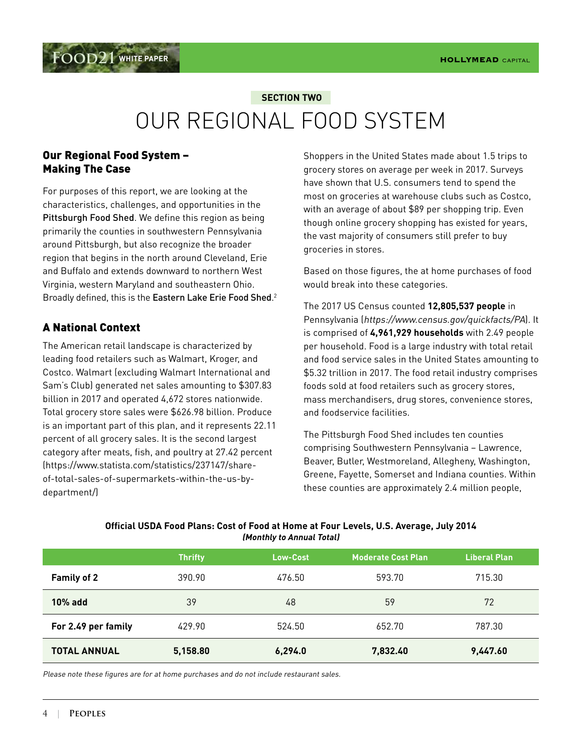## SECTION TWO

# OUR REGIONAL FOOD SYSTEM

### Our Regional Food System – Making The Case

For purposes of this report, we are looking at the characteristics, challenges, and opportunities in the Pittsburgh Food Shed. We define this region as being primarily the counties in southwestern Pennsylvania around Pittsburgh, but also recognize the broader region that begins in the north around Cleveland, Erie and Buffalo and extends downward to northern West Virginia, western Maryland and southeastern Ohio. Broadly defined, this is the Eastern Lake Erie Food Shed.[2]

### A National Context

The American retail landscape is characterized by leading food retailers such as Walmart, Kroger, and Costco. Walmart (excluding Walmart International and Sam's Club) generated net sales amounting to $307.83 billion in 2017 and operated 4,672 stores nationwide. Total grocery store sales were $626.98 billion. Produce is an important part of this plan, and it represents 22.11 percent of all grocery sales. It is the second largest category after meats, fish, and poultry at 27.42 percent (https://www.statista.com/statistics/237147/share-of-total-sales-of-supermarkets-within-the-us-by-department/)

Shoppers in the United States made about 1.5 trips to grocery stores on average per week in 2017. Surveys have shown that U.S. consumers tend to spend the most on groceries at warehouse clubs such as Costco, with an average of about $89 per shopping trip. Even though online grocery shopping has existed for years, the vast majority of consumers still prefer to buy groceries in stores.

Based on those figures, the at home purchases of food would break into these categories.

The 2017 US Census counted **12,805,537 people** in Pennsylvania (*https://www.census.gov/quickfacts/PA*). It is comprised of **4,961,929 households** with 2.49 people per household. Food is a large industry with total retail and food service sales in the United States amounting to $5.32 trillion in 2017. The food retail industry comprises foods sold at food retailers such as grocery stores, mass merchandisers, drug stores, convenience stores, and foodservice facilities.

The Pittsburgh Food Shed includes ten counties comprising Southwestern Pennsylvania – Lawrence, Beaver, Butler, Westmoreland, Allegheny, Washington, Greene, Fayette, Somerset and Indiana counties. Within these counties are approximately 2.4 million people,

**Official USDA Food Plans: Cost of Food at Home at Four Levels, U.S. Average, July 2014**
***(Monthly to Annual Total)***

| | Thrifty | Low-Cost | Moderate Cost Plan | Liberal Plan |
|---|---|---|---|---|
| **Family of 2** | 390.90 | 476.50 | 593.70 | 715.30 |
| **10% add** | 39 | 48 | 59 | 72 |
| **For 2.49 per family** | 429.90 | 524.50 | 652.70 | 787.30 |
| **TOTAL ANNUAL** | **5,158.80** | **6,294.0** | **7,832.40** | **9,447.60** |

*Please note these figures are for at home purchases and do not include restaurant sales.*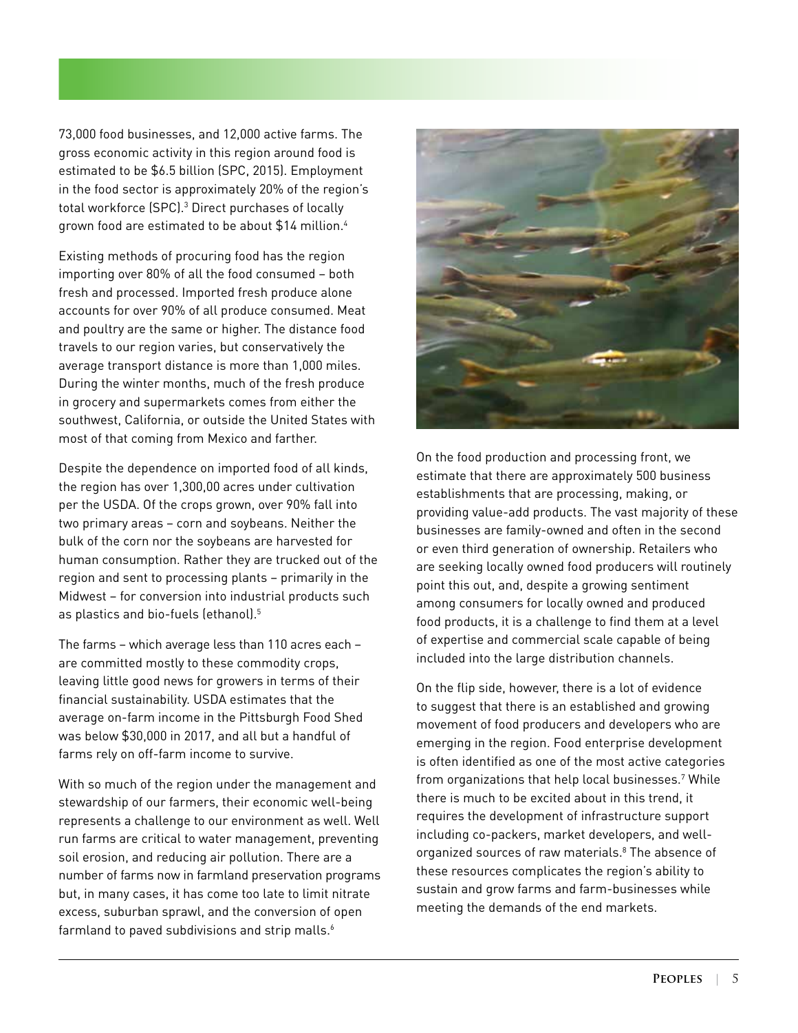73,000 food businesses, and 12,000 active farms. The gross economic activity in this region around food is estimated to be $6.5 billion (SPC, 2015). Employment in the food sector is approximately 20% of the region's total workforce (SPC).[3] Direct purchases of locally grown food are estimated to be about $14 million.[4]

Existing methods of procuring food has the region importing over 80% of all the food consumed – both fresh and processed. Imported fresh produce alone accounts for over 90% of all produce consumed. Meat and poultry are the same or higher. The distance food travels to our region varies, but conservatively the average transport distance is more than 1,000 miles. During the winter months, much of the fresh produce in grocery and supermarkets comes from either the southwest, California, or outside the United States with most of that coming from Mexico and farther.

Despite the dependence on imported food of all kinds, the region has over 1,300,00 acres under cultivation per the USDA. Of the crops grown, over 90% fall into two primary areas – corn and soybeans. Neither the bulk of the corn nor the soybeans are harvested for human consumption. Rather they are trucked out of the region and sent to processing plants – primarily in the Midwest – for conversion into industrial products such as plastics and bio-fuels (ethanol).[5]

The farms – which average less than 110 acres each – are committed mostly to these commodity crops, leaving little good news for growers in terms of their financial sustainability. USDA estimates that the average on-farm income in the Pittsburgh Food Shed was below $30,000 in 2017, and all but a handful of farms rely on off-farm income to survive.

With so much of the region under the management and stewardship of our farmers, their economic well-being represents a challenge to our environment as well. Well run farms are critical to water management, preventing soil erosion, and reducing air pollution. There are a number of farms now in farmland preservation programs but, in many cases, it has come too late to limit nitrate excess, suburban sprawl, and the conversion of open farmland to paved subdivisions and strip malls.[6]

On the food production and processing front, we estimate that there are approximately 500 business establishments that are processing, making, or providing value-add products. The vast majority of these businesses are family-owned and often in the second or even third generation of ownership. Retailers who are seeking locally owned food producers will routinely point this out, and, despite a growing sentiment among consumers for locally owned and produced food products, it is a challenge to find them at a level of expertise and commercial scale capable of being included into the large distribution channels.

On the flip side, however, there is a lot of evidence to suggest that there is an established and growing movement of food producers and developers who are emerging in the region. Food enterprise development is often identified as one of the most active categories from organizations that help local businesses.[7] While there is much to be excited about in this trend, it requires the development of infrastructure support including co-packers, market developers, and well-organized sources of raw materials.[8] The absence of these resources complicates the region's ability to sustain and grow farms and farm-businesses while meeting the demands of the end markets.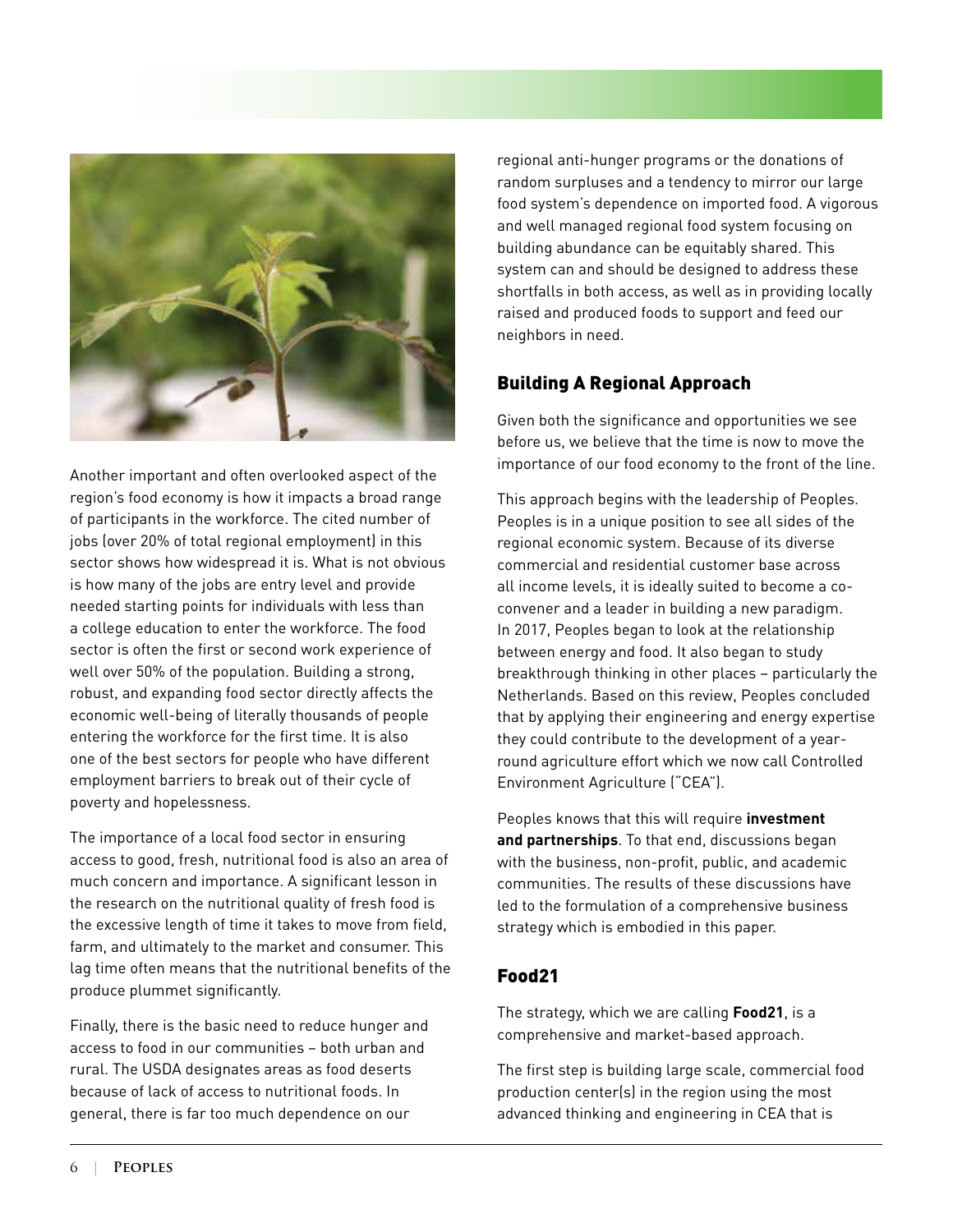Another important and often overlooked aspect of the region's food economy is how it impacts a broad range of participants in the workforce. The cited number of jobs (over 20% of total regional employment) in this sector shows how widespread it is. What is not obvious is how many of the jobs are entry level and provide needed starting points for individuals with less than a college education to enter the workforce. The food sector is often the first or second work experience of well over 50% of the population. Building a strong, robust, and expanding food sector directly affects the economic well-being of literally thousands of people entering the workforce for the first time. It is also one of the best sectors for people who have different employment barriers to break out of their cycle of poverty and hopelessness.

The importance of a local food sector in ensuring access to good, fresh, nutritional food is also an area of much concern and importance. A significant lesson in the research on the nutritional quality of fresh food is the excessive length of time it takes to move from field, farm, and ultimately to the market and consumer. This lag time often means that the nutritional benefits of the produce plummet significantly.

Finally, there is the basic need to reduce hunger and access to food in our communities – both urban and rural. The USDA designates areas as food deserts because of lack of access to nutritional foods. In general, there is far too much dependence on our regional anti-hunger programs or the donations of random surpluses and a tendency to mirror our large food system's dependence on imported food. A vigorous and well managed regional food system focusing on building abundance can be equitably shared. This system can and should be designed to address these shortfalls in both access, as well as in providing locally raised and produced foods to support and feed our neighbors in need.

## Building A Regional Approach

Given both the significance and opportunities we see before us, we believe that the time is now to move the importance of our food economy to the front of the line.

This approach begins with the leadership of Peoples. Peoples is in a unique position to see all sides of the regional economic system. Because of its diverse commercial and residential customer base across all income levels, it is ideally suited to become a co-convener and a leader in building a new paradigm. In 2017, Peoples began to look at the relationship between energy and food. It also began to study breakthrough thinking in other places – particularly the Netherlands. Based on this review, Peoples concluded that by applying their engineering and energy expertise they could contribute to the development of a year-round agriculture effort which we now call Controlled Environment Agriculture ("CEA").

Peoples knows that this will require **investment and partnerships**. To that end, discussions began with the business, non-profit, public, and academic communities. The results of these discussions have led to the formulation of a comprehensive business strategy which is embodied in this paper.

## Food21

The strategy, which we are calling **Food21**, is a comprehensive and market-based approach.

The first step is building large scale, commercial food production center(s) in the region using the most advanced thinking and engineering in CEA that is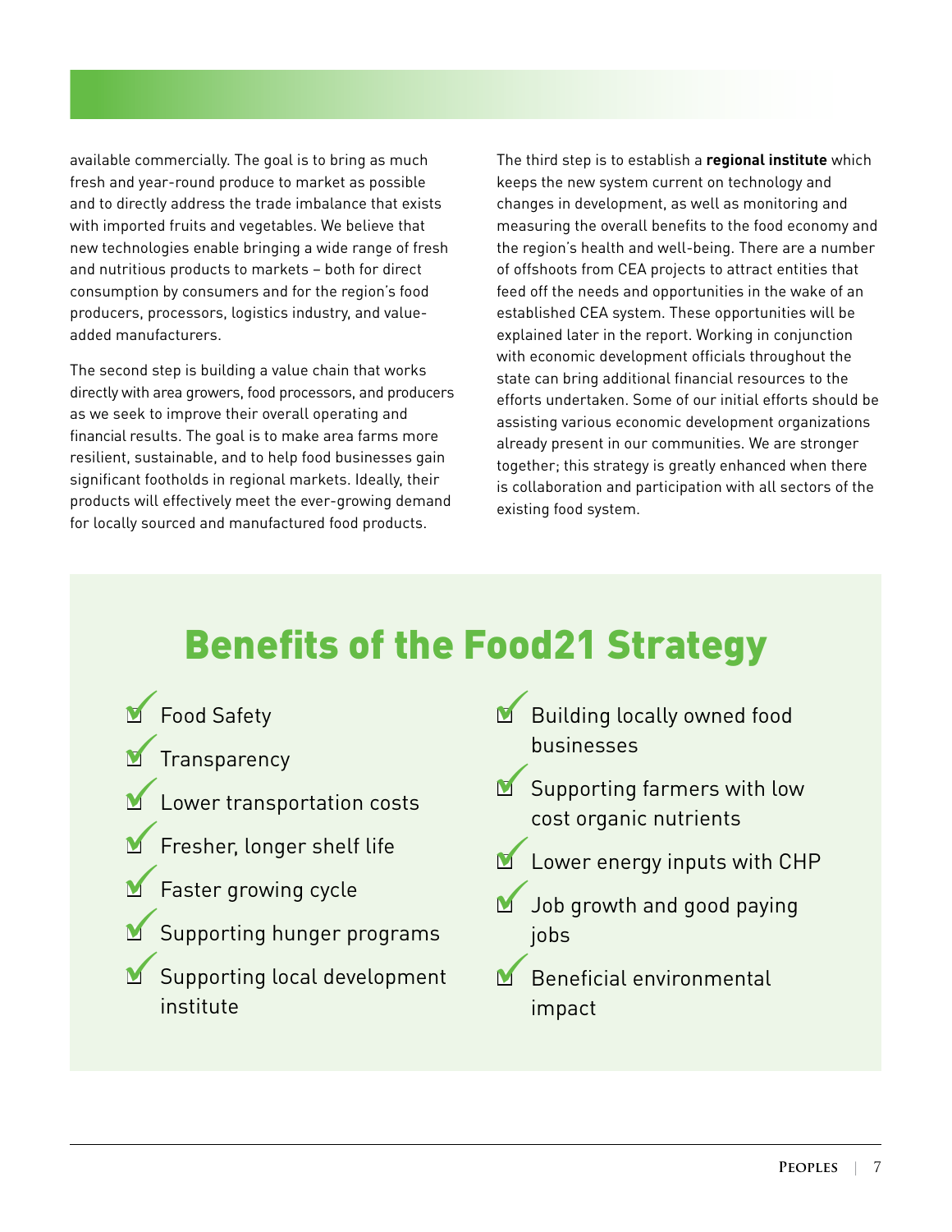available commercially. The goal is to bring as much fresh and year-round produce to market as possible and to directly address the trade imbalance that exists with imported fruits and vegetables. We believe that new technologies enable bringing a wide range of fresh and nutritious products to markets – both for direct consumption by consumers and for the region's food producers, processors, logistics industry, and value-added manufacturers.

The second step is building a value chain that works directly with area growers, food processors, and producers as we seek to improve their overall operating and financial results. The goal is to make area farms more resilient, sustainable, and to help food businesses gain significant footholds in regional markets. Ideally, their products will effectively meet the ever-growing demand for locally sourced and manufactured food products.

The third step is to establish a **regional institute** which keeps the new system current on technology and changes in development, as well as monitoring and measuring the overall benefits to the food economy and the region's health and well-being. There are a number of offshoots from CEA projects to attract entities that feed off the needs and opportunities in the wake of an established CEA system. These opportunities will be explained later in the report. Working in conjunction with economic development officials throughout the state can bring additional financial resources to the efforts undertaken. Some of our initial efforts should be assisting various economic development organizations already present in our communities. We are stronger together; this strategy is greatly enhanced when there is collaboration and participation with all sectors of the existing food system.

## Benefits of the Food21 Strategy

- Food Safety
- Transparency
- Lower transportation costs
- Fresher, longer shelf life
- Faster growing cycle
- Supporting hunger programs
- Supporting local development institute
- Building locally owned food businesses
- Supporting farmers with low cost organic nutrients
- Lower energy inputs with CHP
- Job growth and good paying jobs
- Beneficial environmental impact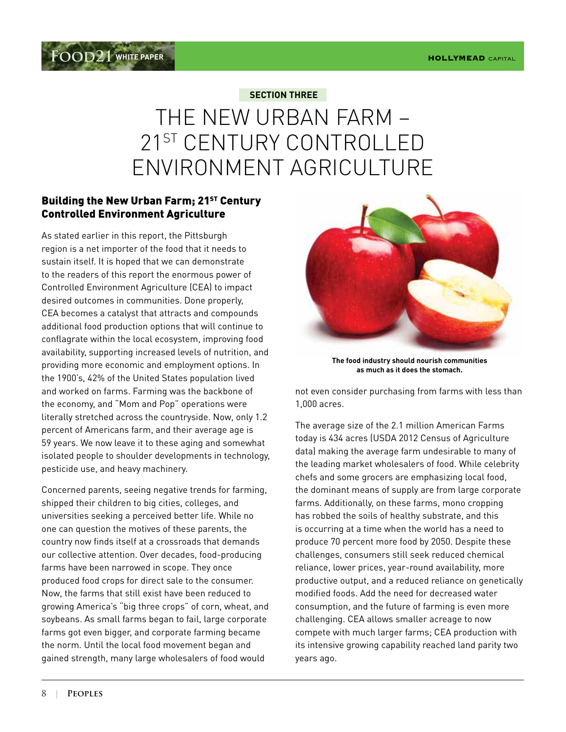SECTION THREE

# THE NEW URBAN FARM – 21ST CENTURY CONTROLLED ENVIRONMENT AGRICULTURE

## Building the New Urban Farm; 21ST Century Controlled Environment Agriculture

As stated earlier in this report, the Pittsburgh region is a net importer of the food that it needs to sustain itself. It is hoped that we can demonstrate to the readers of this report the enormous power of Controlled Environment Agriculture (CEA) to impact desired outcomes in communities. Done properly, CEA becomes a catalyst that attracts and compounds additional food production options that will continue to conflagrate within the local ecosystem, improving food availability, supporting increased levels of nutrition, and providing more economic and employment options. In the 1900's, 42% of the United States population lived and worked on farms. Farming was the backbone of the economy, and "Mom and Pop" operations were literally stretched across the countryside. Now, only 1.2 percent of Americans farm, and their average age is 59 years. We now leave it to these aging and somewhat isolated people to shoulder developments in technology, pesticide use, and heavy machinery.

Concerned parents, seeing negative trends for farming, shipped their children to big cities, colleges, and universities seeking a perceived better life. While no one can question the motives of these parents, the country now finds itself at a crossroads that demands our collective attention. Over decades, food-producing farms have been narrowed in scope. They once produced food crops for direct sale to the consumer. Now, the farms that still exist have been reduced to growing America's "big three crops" of corn, wheat, and soybeans. As small farms began to fail, large corporate farms got even bigger, and corporate farming became the norm. Until the local food movement began and gained strength, many large wholesalers of food would not even consider purchasing from farms with less than 1,000 acres.

**The food industry should nourish communities as much as it does the stomach.**

The average size of the 2.1 million American Farms today is 434 acres (USDA 2012 Census of Agriculture data) making the average farm undesirable to many of the leading market wholesalers of food. While celebrity chefs and some grocers are emphasizing local food, the dominant means of supply are from large corporate farms. Additionally, on these farms, mono cropping has robbed the soils of healthy substrate, and this is occurring at a time when the world has a need to produce 70 percent more food by 2050. Despite these challenges, consumers still seek reduced chemical reliance, lower prices, year-round availability, more productive output, and a reduced reliance on genetically modified foods. Add the need for decreased water consumption, and the future of farming is even more challenging. CEA allows smaller acreage to now compete with much larger farms; CEA production with its intensive growing capability reached land parity two years ago.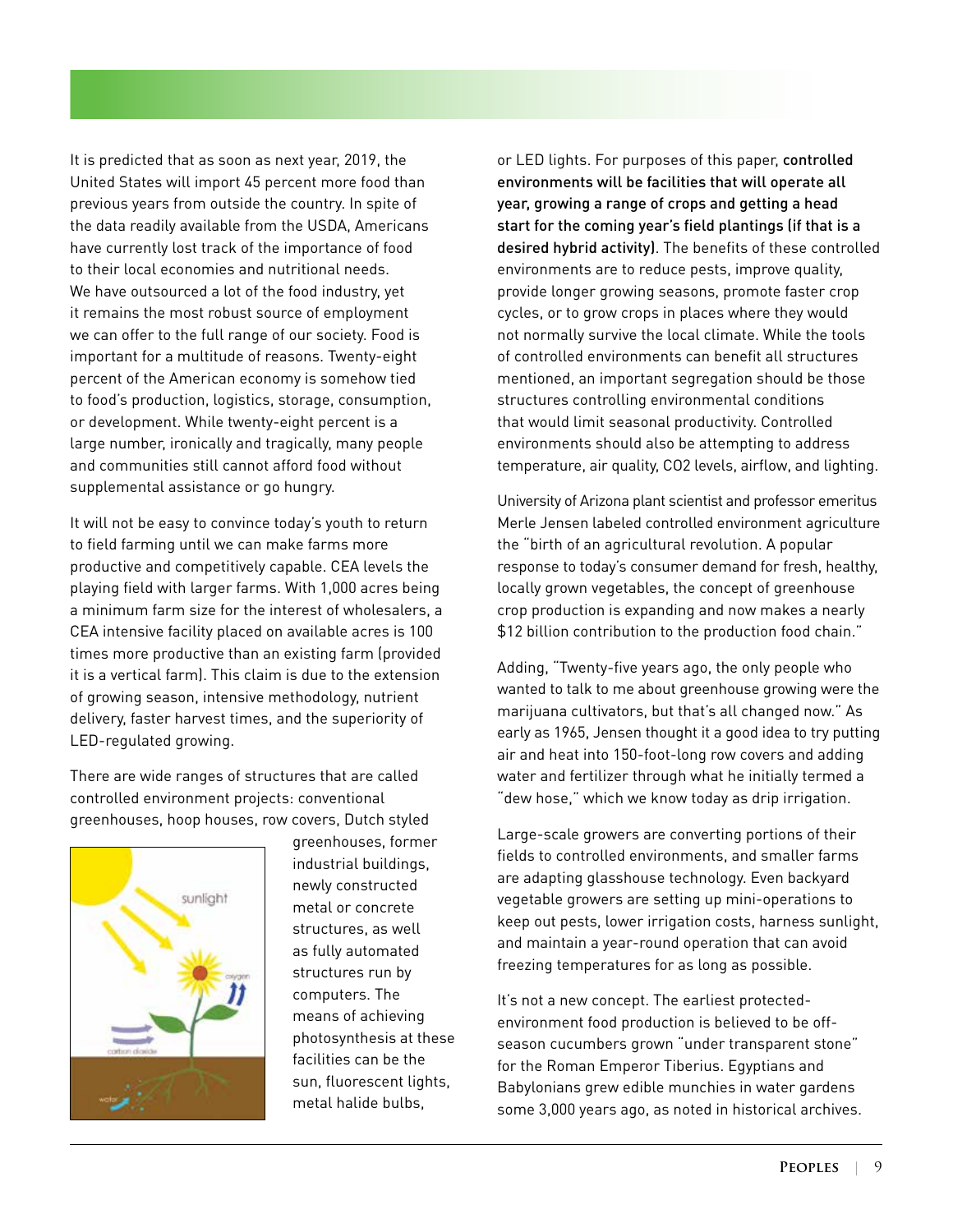It is predicted that as soon as next year, 2019, the United States will import 45 percent more food than previous years from outside the country. In spite of the data readily available from the USDA, Americans have currently lost track of the importance of food to their local economies and nutritional needs. We have outsourced a lot of the food industry, yet it remains the most robust source of employment we can offer to the full range of our society. Food is important for a multitude of reasons. Twenty-eight percent of the American economy is somehow tied to food's production, logistics, storage, consumption, or development. While twenty-eight percent is a large number, ironically and tragically, many people and communities still cannot afford food without supplemental assistance or go hungry.

It will not be easy to convince today's youth to return to field farming until we can make farms more productive and competitively capable. CEA levels the playing field with larger farms. With 1,000 acres being a minimum farm size for the interest of wholesalers, a CEA intensive facility placed on available acres is 100 times more productive than an existing farm (provided it is a vertical farm). This claim is due to the extension of growing season, intensive methodology, nutrient delivery, faster harvest times, and the superiority of LED-regulated growing.

There are wide ranges of structures that are called controlled environment projects: conventional greenhouses, hoop houses, row covers, Dutch styled greenhouses, former industrial buildings, newly constructed metal or concrete structures, as well as fully automated structures run by computers. The means of achieving photosynthesis at these facilities can be the sun, fluorescent lights, metal halide bulbs, or LED lights. For purposes of this paper, **controlled environments will be facilities that will operate all year, growing a range of crops and getting a head start for the coming year's field plantings (if that is a desired hybrid activity).** The benefits of these controlled environments are to reduce pests, improve quality, provide longer growing seasons, promote faster crop cycles, or to grow crops in places where they would not normally survive the local climate. While the tools of controlled environments can benefit all structures mentioned, an important segregation should be those structures controlling environmental conditions that would limit seasonal productivity. Controlled environments should also be attempting to address temperature, air quality, $CO_2$ levels, airflow, and lighting.

University of Arizona plant scientist and professor emeritus Merle Jensen labeled controlled environment agriculture the "birth of an agricultural revolution. A popular response to today's consumer demand for fresh, healthy, locally grown vegetables, the concept of greenhouse crop production is expanding and now makes a nearly $12 billion contribution to the production food chain."

Adding, "Twenty-five years ago, the only people who wanted to talk to me about greenhouse growing were the marijuana cultivators, but that's all changed now." As early as 1965, Jensen thought it a good idea to try putting air and heat into 150-foot-long row covers and adding water and fertilizer through what he initially termed a "dew hose," which we know today as drip irrigation.

Large-scale growers are converting portions of their fields to controlled environments, and smaller farms are adapting glasshouse technology. Even backyard vegetable growers are setting up mini-operations to keep out pests, lower irrigation costs, harness sunlight, and maintain a year-round operation that can avoid freezing temperatures for as long as possible.

It's not a new concept. The earliest protected-environment food production is believed to be off-season cucumbers grown "under transparent stone" for the Roman Emperor Tiberius. Egyptians and Babylonians grew edible munchies in water gardens some 3,000 years ago, as noted in historical archives.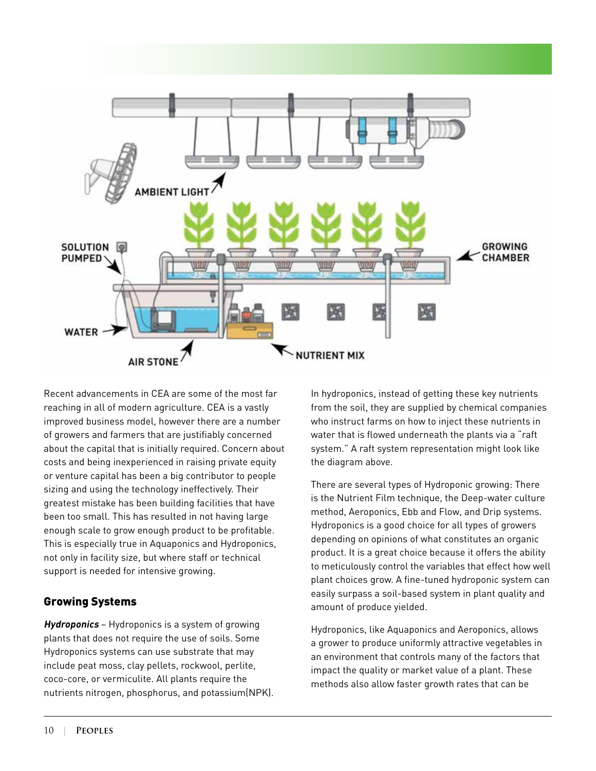Recent advancements in CEA are some of the most far reaching in all of modern agriculture. CEA is a vastly improved business model, however there are a number of growers and farmers that are justifiably concerned about the capital that is initially required. Concern about costs and being inexperienced in raising private equity or venture capital has been a big contributor to people sizing and using the technology ineffectively. Their greatest mistake has been building facilities that have been too small. This has resulted in not having large enough scale to grow enough product to be profitable. This is especially true in Aquaponics and Hydroponics, not only in facility size, but where staff or technical support is needed for intensive growing.

## Growing Systems

***Hydroponics*** – Hydroponics is a system of growing plants that does not require the use of soils. Some Hydroponics systems can use substrate that may include peat moss, clay pellets, rockwool, perlite, coco-core, or vermiculite. All plants require the nutrients nitrogen, phosphorus, and potassium(NPK). In hydroponics, instead of getting these key nutrients from the soil, they are supplied by chemical companies who instruct farms on how to inject these nutrients in water that is flowed underneath the plants via a "raft system." A raft system representation might look like the diagram above.

There are several types of Hydroponic growing: There is the Nutrient Film technique, the Deep-water culture method, Aeroponics, Ebb and Flow, and Drip systems. Hydroponics is a good choice for all types of growers depending on opinions of what constitutes an organic product. It is a great choice because it offers the ability to meticulously control the variables that effect how well plant choices grow. A fine-tuned hydroponic system can easily surpass a soil-based system in plant quality and amount of produce yielded.

Hydroponics, like Aquaponics and Aeroponics, allows a grower to produce uniformly attractive vegetables in an environment that controls many of the factors that impact the quality or market value of a plant. These methods also allow faster growth rates that can be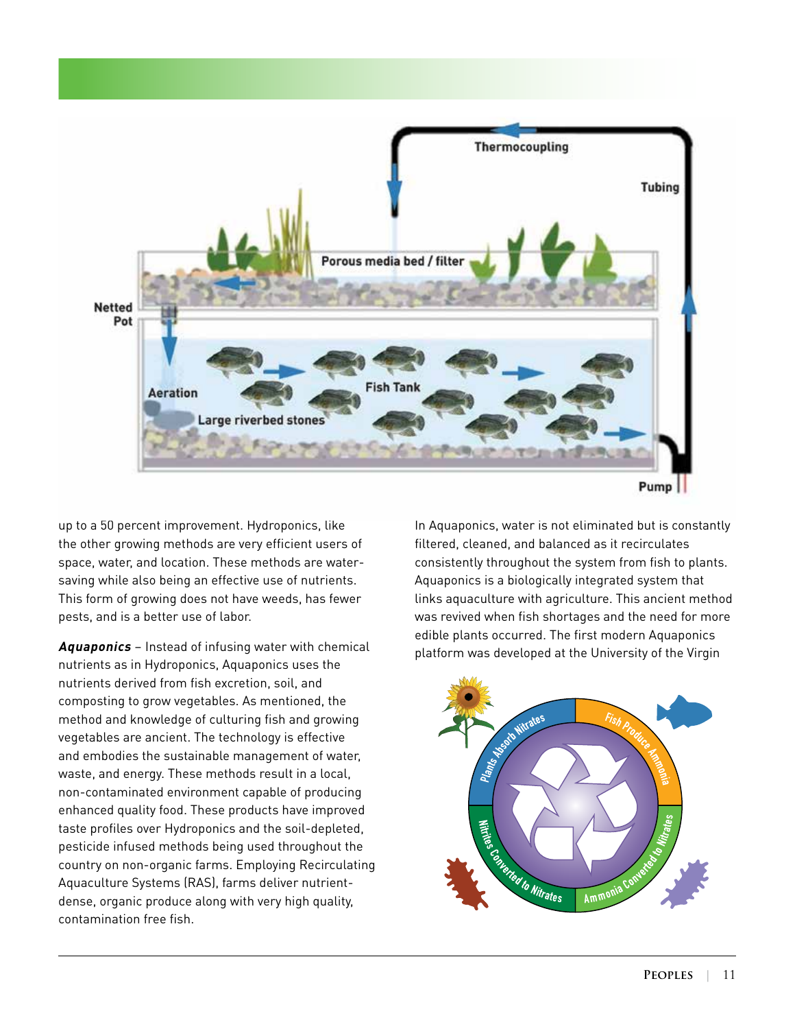up to a 50 percent improvement. Hydroponics, like the other growing methods are very efficient users of space, water, and location. These methods are water-saving while also being an effective use of nutrients. This form of growing does not have weeds, has fewer pests, and is a better use of labor.

***Aquaponics*** – Instead of infusing water with chemical nutrients as in Hydroponics, Aquaponics uses the nutrients derived from fish excretion, soil, and composting to grow vegetables. As mentioned, the method and knowledge of culturing fish and growing vegetables are ancient. The technology is effective and embodies the sustainable management of water, waste, and energy. These methods result in a local, non-contaminated environment capable of producing enhanced quality food. These products have improved taste profiles over Hydroponics and the soil-depleted, pesticide infused methods being used throughout the country on non-organic farms. Employing Recirculating Aquaculture Systems (RAS), farms deliver nutrient-dense, organic produce along with very high quality, contamination free fish.

In Aquaponics, water is not eliminated but is constantly filtered, cleaned, and balanced as it recirculates consistently throughout the system from fish to plants. Aquaponics is a biologically integrated system that links aquaculture with agriculture. This ancient method was revived when fish shortages and the need for more edible plants occurred. The first modern Aquaponics platform was developed at the University of the Virgin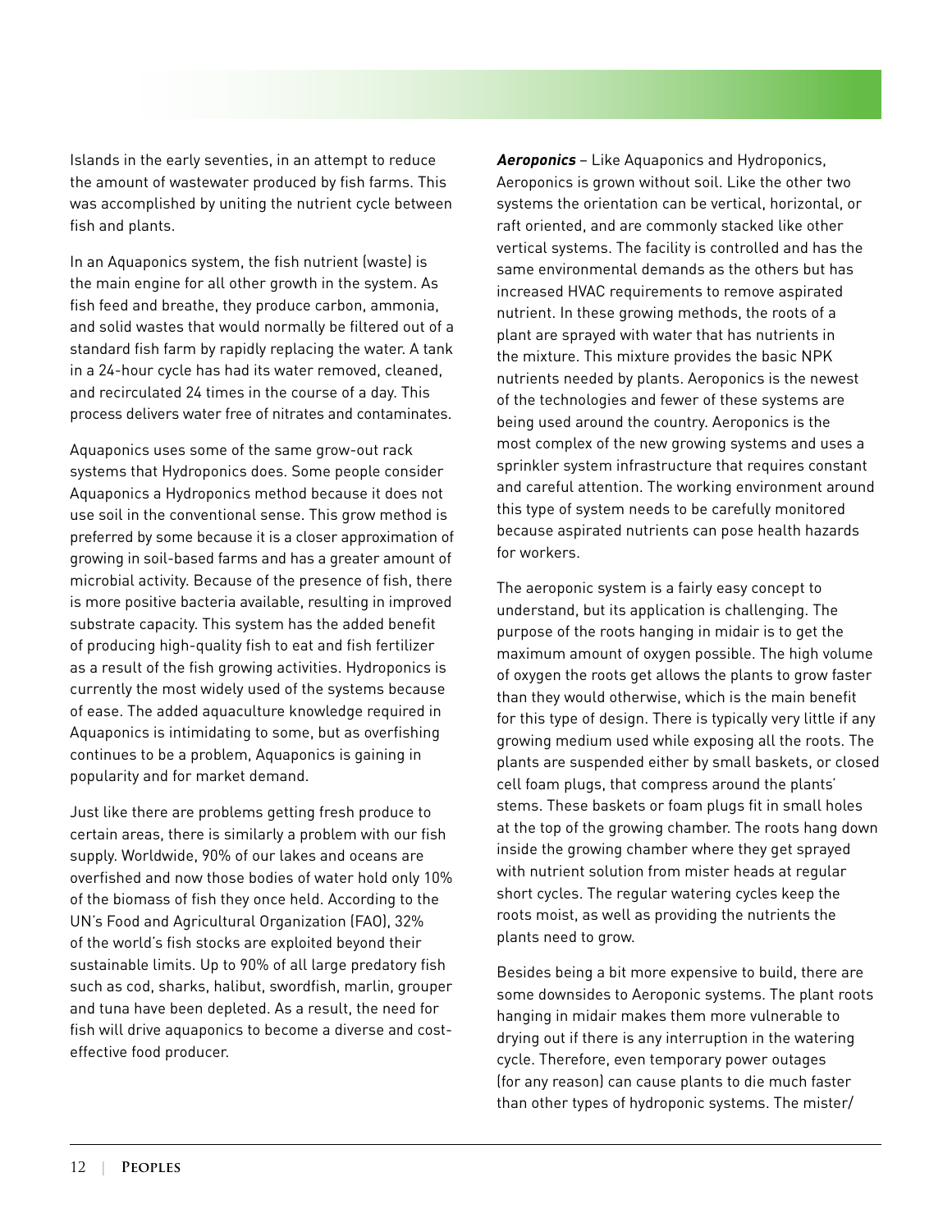Islands in the early seventies, in an attempt to reduce the amount of wastewater produced by fish farms. This was accomplished by uniting the nutrient cycle between fish and plants.

In an Aquaponics system, the fish nutrient (waste) is the main engine for all other growth in the system. As fish feed and breathe, they produce carbon, ammonia, and solid wastes that would normally be filtered out of a standard fish farm by rapidly replacing the water. A tank in a 24-hour cycle has had its water removed, cleaned, and recirculated 24 times in the course of a day. This process delivers water free of nitrates and contaminates.

Aquaponics uses some of the same grow-out rack systems that Hydroponics does. Some people consider Aquaponics a Hydroponics method because it does not use soil in the conventional sense. This grow method is preferred by some because it is a closer approximation of growing in soil-based farms and has a greater amount of microbial activity. Because of the presence of fish, there is more positive bacteria available, resulting in improved substrate capacity. This system has the added benefit of producing high-quality fish to eat and fish fertilizer as a result of the fish growing activities. Hydroponics is currently the most widely used of the systems because of ease. The added aquaculture knowledge required in Aquaponics is intimidating to some, but as overfishing continues to be a problem, Aquaponics is gaining in popularity and for market demand.

Just like there are problems getting fresh produce to certain areas, there is similarly a problem with our fish supply. Worldwide, 90% of our lakes and oceans are overfished and now those bodies of water hold only 10% of the biomass of fish they once held. According to the UN's Food and Agricultural Organization (FAO), 32% of the world's fish stocks are exploited beyond their sustainable limits. Up to 90% of all large predatory fish such as cod, sharks, halibut, swordfish, marlin, grouper and tuna have been depleted. As a result, the need for fish will drive aquaponics to become a diverse and cost-effective food producer.

***Aeroponics*** – Like Aquaponics and Hydroponics, Aeroponics is grown without soil. Like the other two systems the orientation can be vertical, horizontal, or raft oriented, and are commonly stacked like other vertical systems. The facility is controlled and has the same environmental demands as the others but has increased HVAC requirements to remove aspirated nutrient. In these growing methods, the roots of a plant are sprayed with water that has nutrients in the mixture. This mixture provides the basic NPK nutrients needed by plants. Aeroponics is the newest of the technologies and fewer of these systems are being used around the country. Aeroponics is the most complex of the new growing systems and uses a sprinkler system infrastructure that requires constant and careful attention. The working environment around this type of system needs to be carefully monitored because aspirated nutrients can pose health hazards for workers.

The aeroponic system is a fairly easy concept to understand, but its application is challenging. The purpose of the roots hanging in midair is to get the maximum amount of oxygen possible. The high volume of oxygen the roots get allows the plants to grow faster than they would otherwise, which is the main benefit for this type of design. There is typically very little if any growing medium used while exposing all the roots. The plants are suspended either by small baskets, or closed cell foam plugs, that compress around the plants' stems. These baskets or foam plugs fit in small holes at the top of the growing chamber. The roots hang down inside the growing chamber where they get sprayed with nutrient solution from mister heads at regular short cycles. The regular watering cycles keep the roots moist, as well as providing the nutrients the plants need to grow.

Besides being a bit more expensive to build, there are some downsides to Aeroponic systems. The plant roots hanging in midair makes them more vulnerable to drying out if there is any interruption in the watering cycle. Therefore, even temporary power outages (for any reason) can cause plants to die much faster than other types of hydroponic systems. The mister/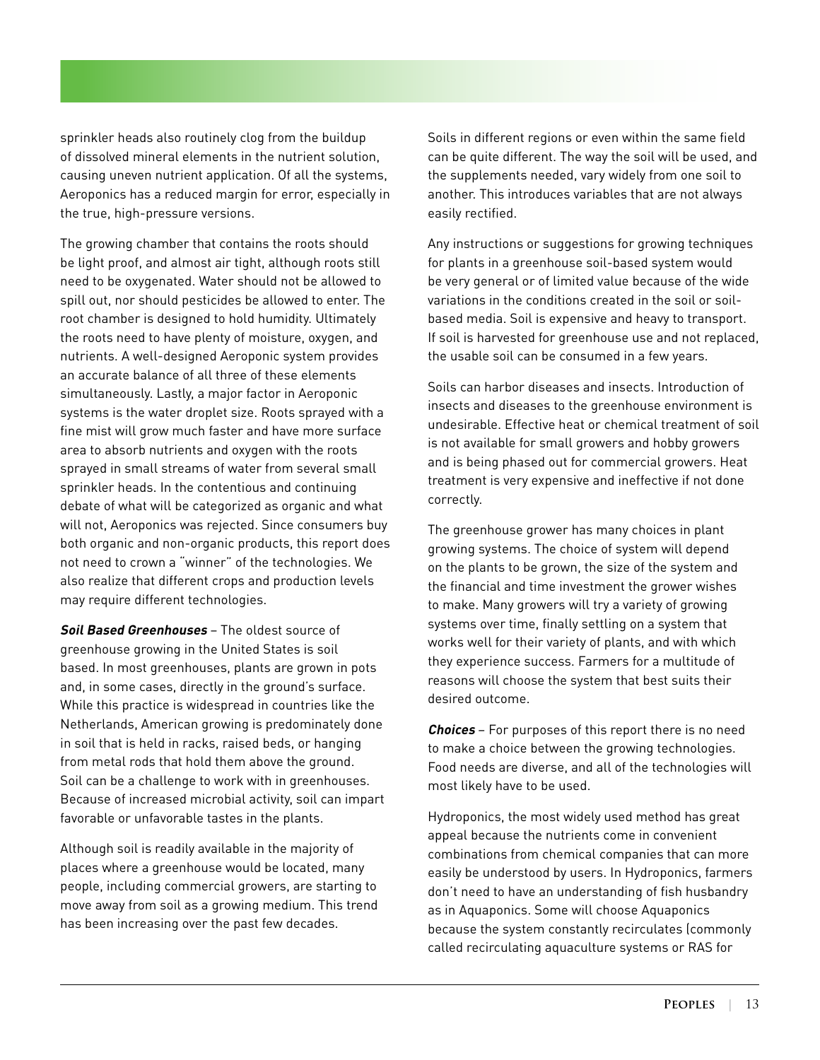sprinkler heads also routinely clog from the buildup of dissolved mineral elements in the nutrient solution, causing uneven nutrient application. Of all the systems, Aeroponics has a reduced margin for error, especially in the true, high-pressure versions.

The growing chamber that contains the roots should be light proof, and almost air tight, although roots still need to be oxygenated. Water should not be allowed to spill out, nor should pesticides be allowed to enter. The root chamber is designed to hold humidity. Ultimately the roots need to have plenty of moisture, oxygen, and nutrients. A well-designed Aeroponic system provides an accurate balance of all three of these elements simultaneously. Lastly, a major factor in Aeroponic systems is the water droplet size. Roots sprayed with a fine mist will grow much faster and have more surface area to absorb nutrients and oxygen with the roots sprayed in small streams of water from several small sprinkler heads. In the contentious and continuing debate of what will be categorized as organic and what will not, Aeroponics was rejected. Since consumers buy both organic and non-organic products, this report does not need to crown a "winner" of the technologies. We also realize that different crops and production levels may require different technologies.

***Soil Based Greenhouses*** – The oldest source of greenhouse growing in the United States is soil based. In most greenhouses, plants are grown in pots and, in some cases, directly in the ground's surface. While this practice is widespread in countries like the Netherlands, American growing is predominately done in soil that is held in racks, raised beds, or hanging from metal rods that hold them above the ground. Soil can be a challenge to work with in greenhouses. Because of increased microbial activity, soil can impart favorable or unfavorable tastes in the plants.

Although soil is readily available in the majority of places where a greenhouse would be located, many people, including commercial growers, are starting to move away from soil as a growing medium. This trend has been increasing over the past few decades.

Soils in different regions or even within the same field can be quite different. The way the soil will be used, and the supplements needed, vary widely from one soil to another. This introduces variables that are not always easily rectified.

Any instructions or suggestions for growing techniques for plants in a greenhouse soil-based system would be very general or of limited value because of the wide variations in the conditions created in the soil or soil-based media. Soil is expensive and heavy to transport. If soil is harvested for greenhouse use and not replaced, the usable soil can be consumed in a few years.

Soils can harbor diseases and insects. Introduction of insects and diseases to the greenhouse environment is undesirable. Effective heat or chemical treatment of soil is not available for small growers and hobby growers and is being phased out for commercial growers. Heat treatment is very expensive and ineffective if not done correctly.

The greenhouse grower has many choices in plant growing systems. The choice of system will depend on the plants to be grown, the size of the system and the financial and time investment the grower wishes to make. Many growers will try a variety of growing systems over time, finally settling on a system that works well for their variety of plants, and with which they experience success. Farmers for a multitude of reasons will choose the system that best suits their desired outcome.

***Choices*** – For purposes of this report there is no need to make a choice between the growing technologies. Food needs are diverse, and all of the technologies will most likely have to be used.

Hydroponics, the most widely used method has great appeal because the nutrients come in convenient combinations from chemical companies that can more easily be understood by users. In Hydroponics, farmers don't need to have an understanding of fish husbandry as in Aquaponics. Some will choose Aquaponics because the system constantly recirculates (commonly called recirculating aquaculture systems or RAS for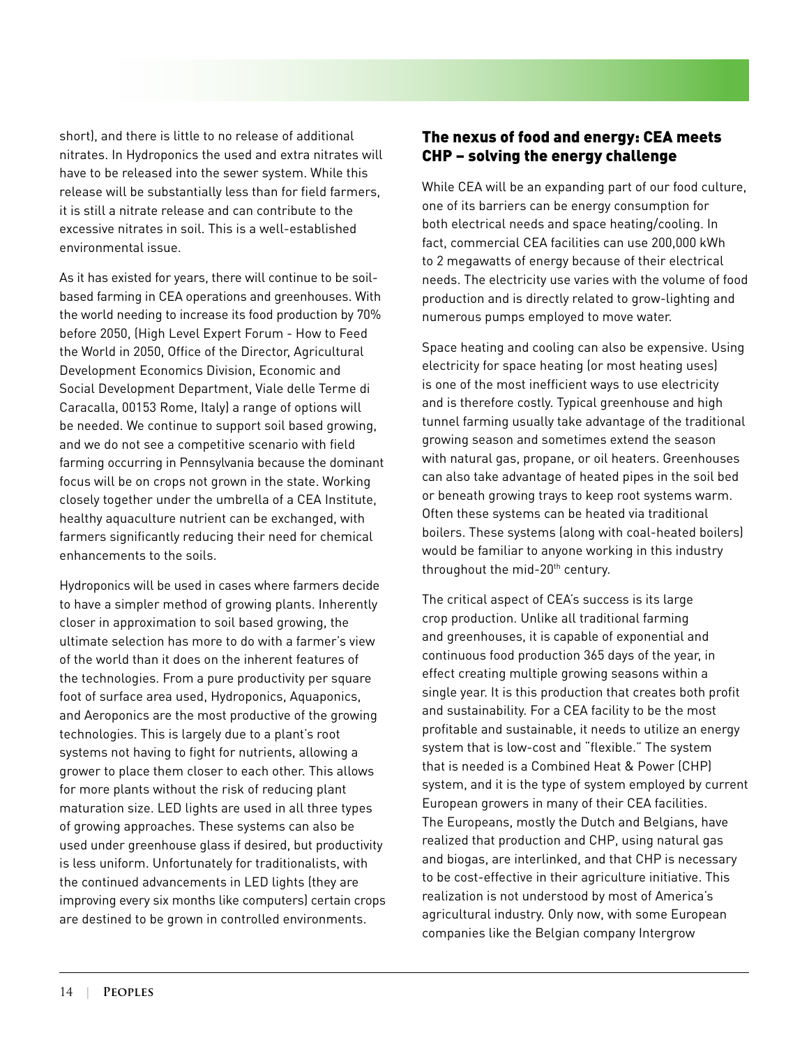short), and there is little to no release of additional nitrates. In Hydroponics the used and extra nitrates will have to be released into the sewer system. While this release will be substantially less than for field farmers, it is still a nitrate release and can contribute to the excessive nitrates in soil. This is a well-established environmental issue.

As it has existed for years, there will continue to be soil-based farming in CEA operations and greenhouses. With the world needing to increase its food production by 70% before 2050, (High Level Expert Forum - How to Feed the World in 2050, Office of the Director, Agricultural Development Economics Division, Economic and Social Development Department, Viale delle Terme di Caracalla, 00153 Rome, Italy) a range of options will be needed. We continue to support soil based growing, and we do not see a competitive scenario with field farming occurring in Pennsylvania because the dominant focus will be on crops not grown in the state. Working closely together under the umbrella of a CEA Institute, healthy aquaculture nutrient can be exchanged, with farmers significantly reducing their need for chemical enhancements to the soils.

Hydroponics will be used in cases where farmers decide to have a simpler method of growing plants. Inherently closer in approximation to soil based growing, the ultimate selection has more to do with a farmer's view of the world than it does on the inherent features of the technologies. From a pure productivity per square foot of surface area used, Hydroponics, Aquaponics, and Aeroponics are the most productive of the growing technologies. This is largely due to a plant's root systems not having to fight for nutrients, allowing a grower to place them closer to each other. This allows for more plants without the risk of reducing plant maturation size. LED lights are used in all three types of growing approaches. These systems can also be used under greenhouse glass if desired, but productivity is less uniform. Unfortunately for traditionalists, with the continued advancements in LED lights (they are improving every six months like computers) certain crops are destined to be grown in controlled environments.

## The nexus of food and energy: CEA meets CHP – solving the energy challenge

While CEA will be an expanding part of our food culture, one of its barriers can be energy consumption for both electrical needs and space heating/cooling. In fact, commercial CEA facilities can use 200,000 kWh to 2 megawatts of energy because of their electrical needs. The electricity use varies with the volume of food production and is directly related to grow-lighting and numerous pumps employed to move water.

Space heating and cooling can also be expensive. Using electricity for space heating (or most heating uses) is one of the most inefficient ways to use electricity and is therefore costly. Typical greenhouse and high tunnel farming usually take advantage of the traditional growing season and sometimes extend the season with natural gas, propane, or oil heaters. Greenhouses can also take advantage of heated pipes in the soil bed or beneath growing trays to keep root systems warm. Often these systems can be heated via traditional boilers. These systems (along with coal-heated boilers) would be familiar to anyone working in this industry throughout the mid-20th century.

The critical aspect of CEA's success is its large crop production. Unlike all traditional farming and greenhouses, it is capable of exponential and continuous food production 365 days of the year, in effect creating multiple growing seasons within a single year. It is this production that creates both profit and sustainability. For a CEA facility to be the most profitable and sustainable, it needs to utilize an energy system that is low-cost and "flexible." The system that is needed is a Combined Heat & Power (CHP) system, and it is the type of system employed by current European growers in many of their CEA facilities. The Europeans, mostly the Dutch and Belgians, have realized that production and CHP, using natural gas and biogas, are interlinked, and that CHP is necessary to be cost-effective in their agriculture initiative. This realization is not understood by most of America's agricultural industry. Only now, with some European companies like the Belgian company Intergrow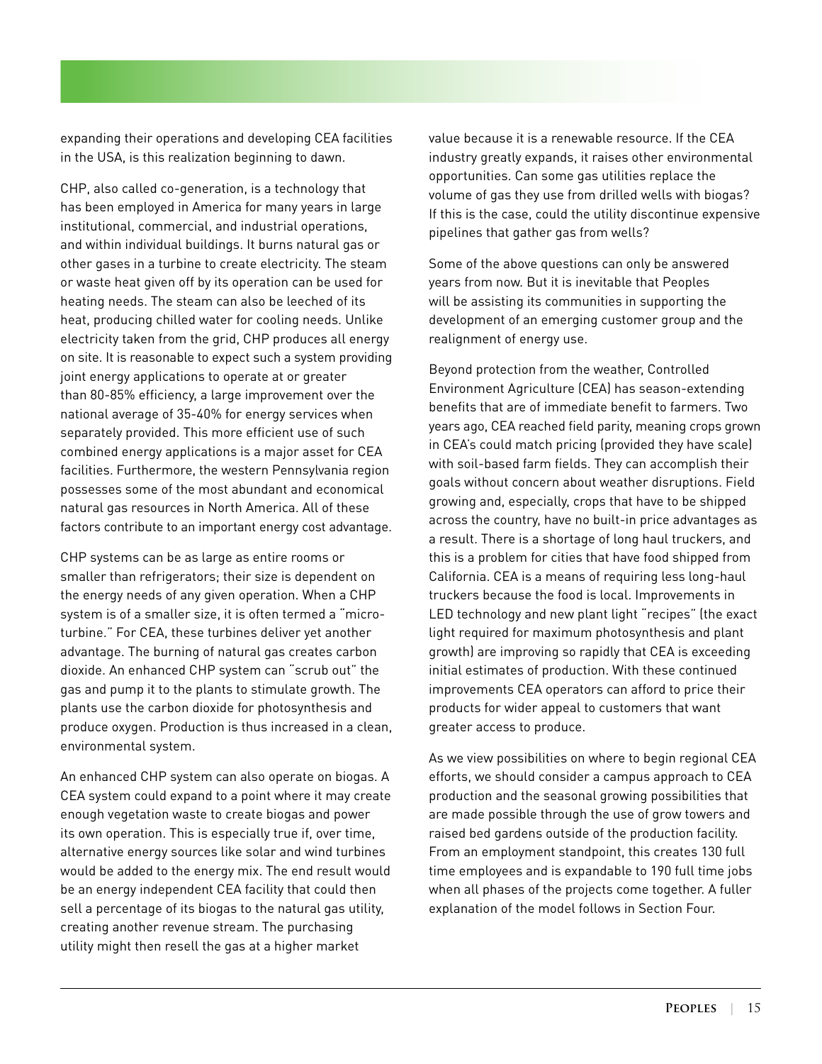expanding their operations and developing CEA facilities in the USA, is this realization beginning to dawn.

CHP, also called co-generation, is a technology that has been employed in America for many years in large institutional, commercial, and industrial operations, and within individual buildings. It burns natural gas or other gases in a turbine to create electricity. The steam or waste heat given off by its operation can be used for heating needs. The steam can also be leeched of its heat, producing chilled water for cooling needs. Unlike electricity taken from the grid, CHP produces all energy on site. It is reasonable to expect such a system providing joint energy applications to operate at or greater than 80-85% efficiency, a large improvement over the national average of 35-40% for energy services when separately provided. This more efficient use of such combined energy applications is a major asset for CEA facilities. Furthermore, the western Pennsylvania region possesses some of the most abundant and economical natural gas resources in North America. All of these factors contribute to an important energy cost advantage.

CHP systems can be as large as entire rooms or smaller than refrigerators; their size is dependent on the energy needs of any given operation. When a CHP system is of a smaller size, it is often termed a "micro-turbine." For CEA, these turbines deliver yet another advantage. The burning of natural gas creates carbon dioxide. An enhanced CHP system can "scrub out" the gas and pump it to the plants to stimulate growth. The plants use the carbon dioxide for photosynthesis and produce oxygen. Production is thus increased in a clean, environmental system.

An enhanced CHP system can also operate on biogas. A CEA system could expand to a point where it may create enough vegetation waste to create biogas and power its own operation. This is especially true if, over time, alternative energy sources like solar and wind turbines would be added to the energy mix. The end result would be an energy independent CEA facility that could then sell a percentage of its biogas to the natural gas utility, creating another revenue stream. The purchasing utility might then resell the gas at a higher market value because it is a renewable resource. If the CEA industry greatly expands, it raises other environmental opportunities. Can some gas utilities replace the volume of gas they use from drilled wells with biogas? If this is the case, could the utility discontinue expensive pipelines that gather gas from wells?

Some of the above questions can only be answered years from now. But it is inevitable that Peoples will be assisting its communities in supporting the development of an emerging customer group and the realignment of energy use.

Beyond protection from the weather, Controlled Environment Agriculture (CEA) has season-extending benefits that are of immediate benefit to farmers. Two years ago, CEA reached field parity, meaning crops grown in CEA's could match pricing (provided they have scale) with soil-based farm fields. They can accomplish their goals without concern about weather disruptions. Field growing and, especially, crops that have to be shipped across the country, have no built-in price advantages as a result. There is a shortage of long haul truckers, and this is a problem for cities that have food shipped from California. CEA is a means of requiring less long-haul truckers because the food is local. Improvements in LED technology and new plant light "recipes" (the exact light required for maximum photosynthesis and plant growth) are improving so rapidly that CEA is exceeding initial estimates of production. With these continued improvements CEA operators can afford to price their products for wider appeal to customers that want greater access to produce.

As we view possibilities on where to begin regional CEA efforts, we should consider a campus approach to CEA production and the seasonal growing possibilities that are made possible through the use of grow towers and raised bed gardens outside of the production facility. From an employment standpoint, this creates 130 full time employees and is expandable to 190 full time jobs when all phases of the projects come together. A fuller explanation of the model follows in Section Four.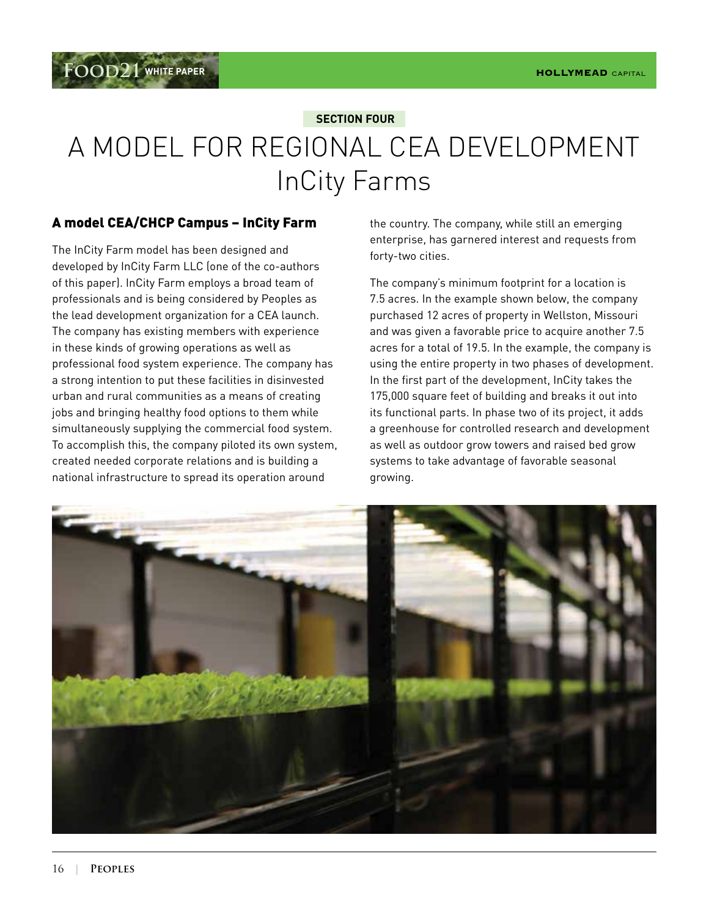SECTION FOUR

# A MODEL FOR REGIONAL CEA DEVELOPMENT InCity Farms

## A model CEA/CHCP Campus – InCity Farm

The InCity Farm model has been designed and developed by InCity Farm LLC (one of the co-authors of this paper). InCity Farm employs a broad team of professionals and is being considered by Peoples as the lead development organization for a CEA launch. The company has existing members with experience in these kinds of growing operations as well as professional food system experience. The company has a strong intention to put these facilities in disinvested urban and rural communities as a means of creating jobs and bringing healthy food options to them while simultaneously supplying the commercial food system. To accomplish this, the company piloted its own system, created needed corporate relations and is building a national infrastructure to spread its operation around the country. The company, while still an emerging enterprise, has garnered interest and requests from forty-two cities.

The company's minimum footprint for a location is 7.5 acres. In the example shown below, the company purchased 12 acres of property in Wellston, Missouri and was given a favorable price to acquire another 7.5 acres for a total of 19.5. In the example, the company is using the entire property in two phases of development. In the first part of the development, InCity takes the 175,000 square feet of building and breaks it out into its functional parts. In phase two of its project, it adds a greenhouse for controlled research and development as well as outdoor grow towers and raised bed grow systems to take advantage of favorable seasonal growing.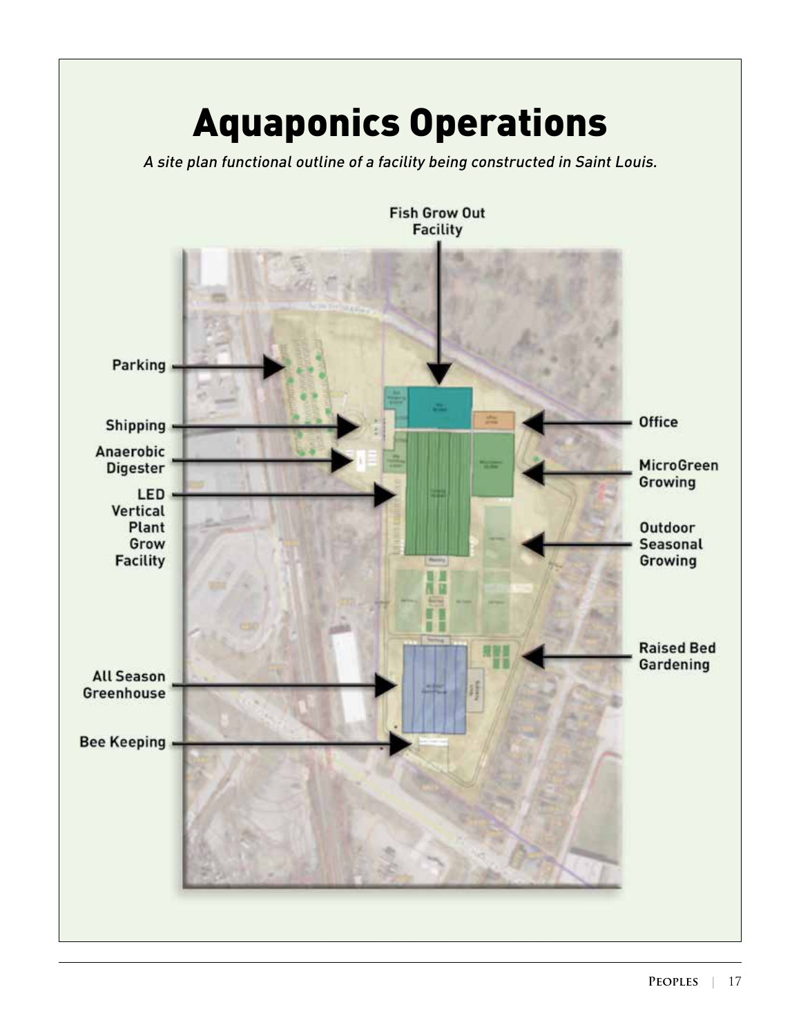# Aquaponics Operations

*A site plan functional outline of a facility being constructed in Saint Louis.*

Fish Grow Out Facility

Parking

Shipping

Anaerobic Digester

LED Vertical Plant Grow Facility

All Season Greenhouse

Bee Keeping

Office

MicroGreen Growing

Outdoor Seasonal Growing

Raised Bed Gardening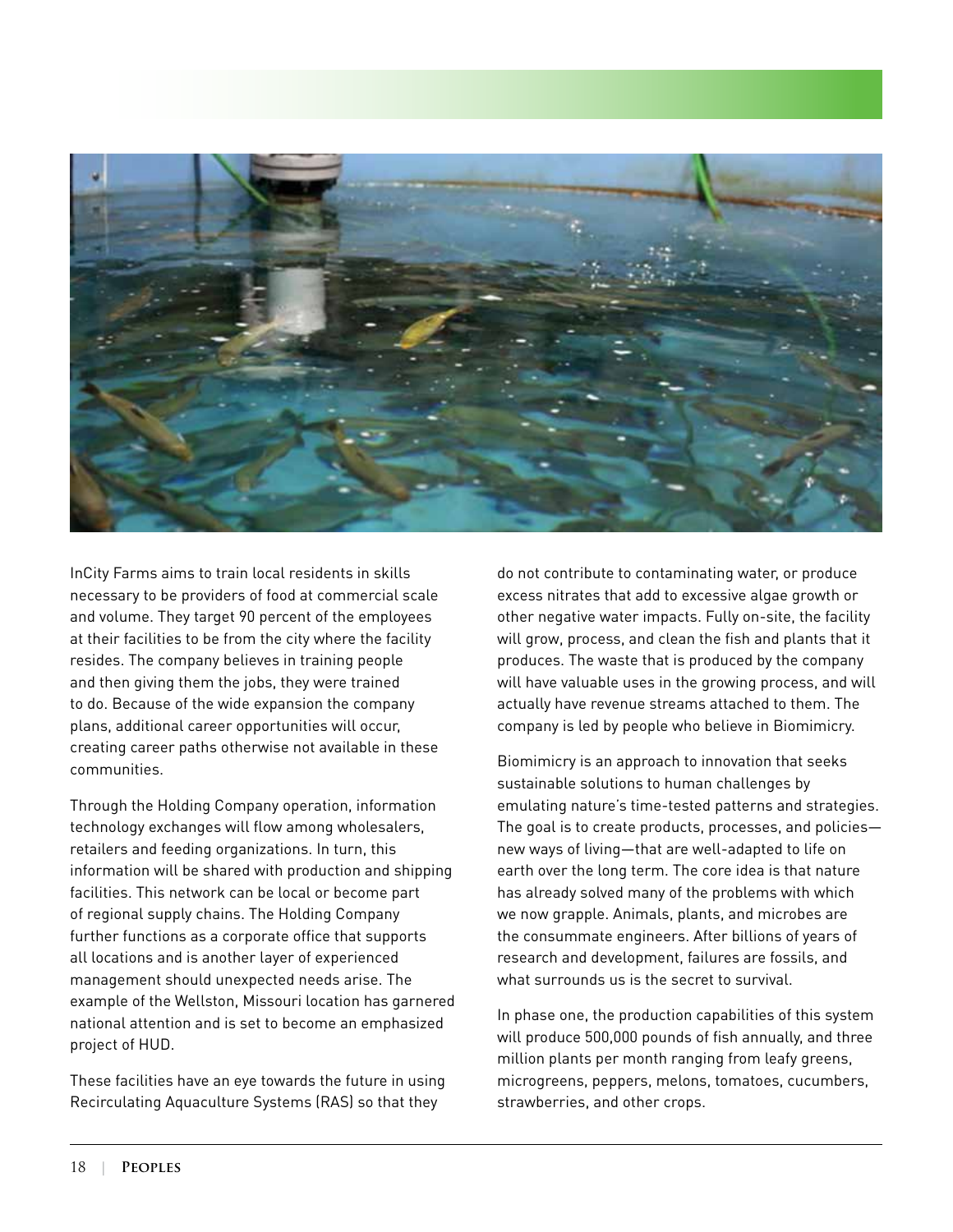InCity Farms aims to train local residents in skills necessary to be providers of food at commercial scale and volume. They target 90 percent of the employees at their facilities to be from the city where the facility resides. The company believes in training people and then giving them the jobs, they were trained to do. Because of the wide expansion the company plans, additional career opportunities will occur, creating career paths otherwise not available in these communities.

Through the Holding Company operation, information technology exchanges will flow among wholesalers, retailers and feeding organizations. In turn, this information will be shared with production and shipping facilities. This network can be local or become part of regional supply chains. The Holding Company further functions as a corporate office that supports all locations and is another layer of experienced management should unexpected needs arise. The example of the Wellston, Missouri location has garnered national attention and is set to become an emphasized project of HUD.

These facilities have an eye towards the future in using Recirculating Aquaculture Systems (RAS) so that they do not contribute to contaminating water, or produce excess nitrates that add to excessive algae growth or other negative water impacts. Fully on-site, the facility will grow, process, and clean the fish and plants that it produces. The waste that is produced by the company will have valuable uses in the growing process, and will actually have revenue streams attached to them. The company is led by people who believe in Biomimicry.

Biomimicry is an approach to innovation that seeks sustainable solutions to human challenges by emulating nature's time-tested patterns and strategies. The goal is to create products, processes, and policies—new ways of living—that are well-adapted to life on earth over the long term. The core idea is that nature has already solved many of the problems with which we now grapple. Animals, plants, and microbes are the consummate engineers. After billions of years of research and development, failures are fossils, and what surrounds us is the secret to survival.

In phase one, the production capabilities of this system will produce 500,000 pounds of fish annually, and three million plants per month ranging from leafy greens, microgreens, peppers, melons, tomatoes, cucumbers, strawberries, and other crops.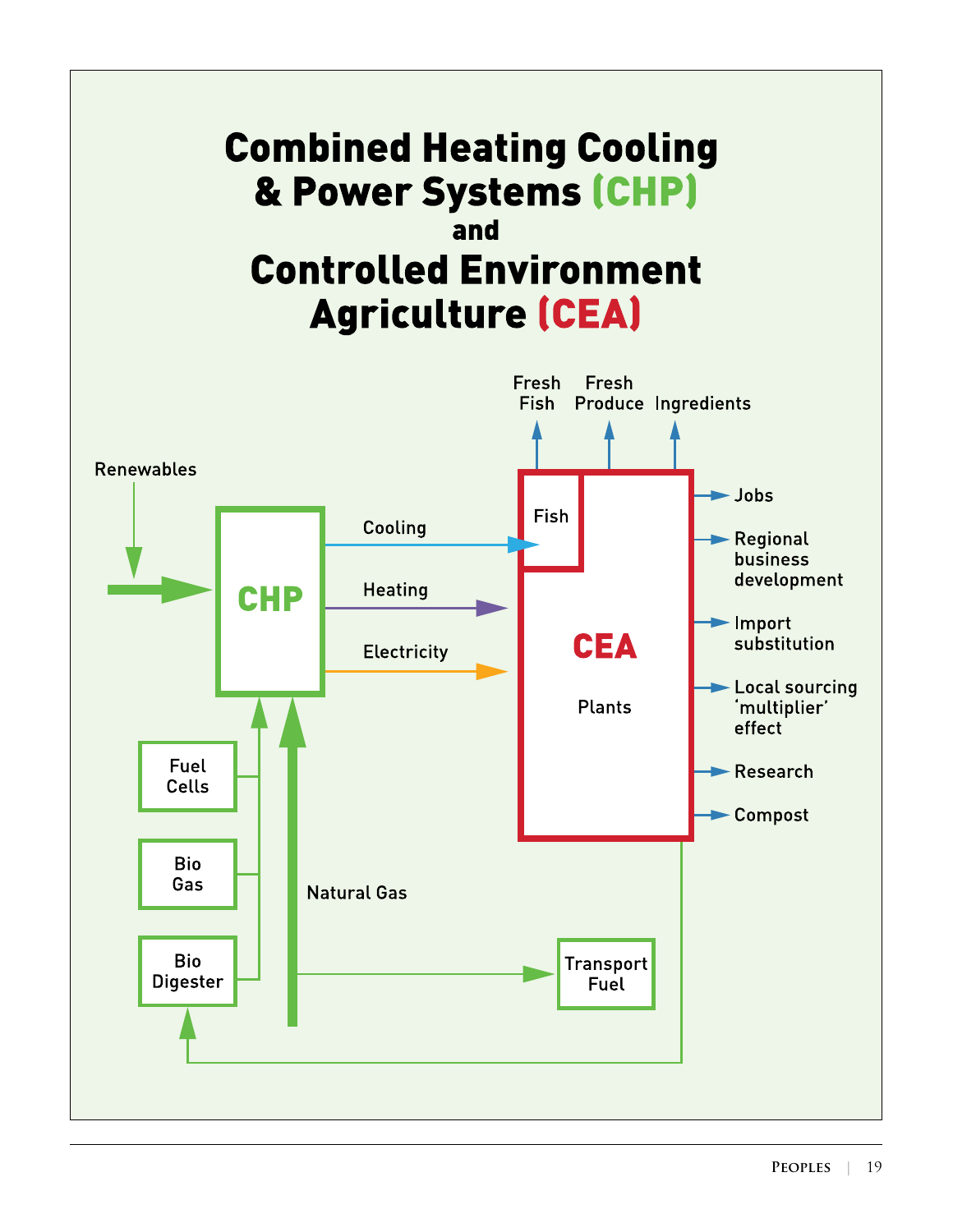# Combined Heating Cooling & Power Systems (CHP) and Controlled Environment Agriculture (CEA)

Renewables

CHP

Cooling

Heating

Electricity

Fuel Cells

Bio Gas

Bio Digester

Natural Gas

Transport Fuel

Fresh Fish

Fresh Produce

Ingredients

Fish

CEA

Plants

Jobs

Regional business development

Import substitution

Local sourcing 'multiplier' effect

Research

Compost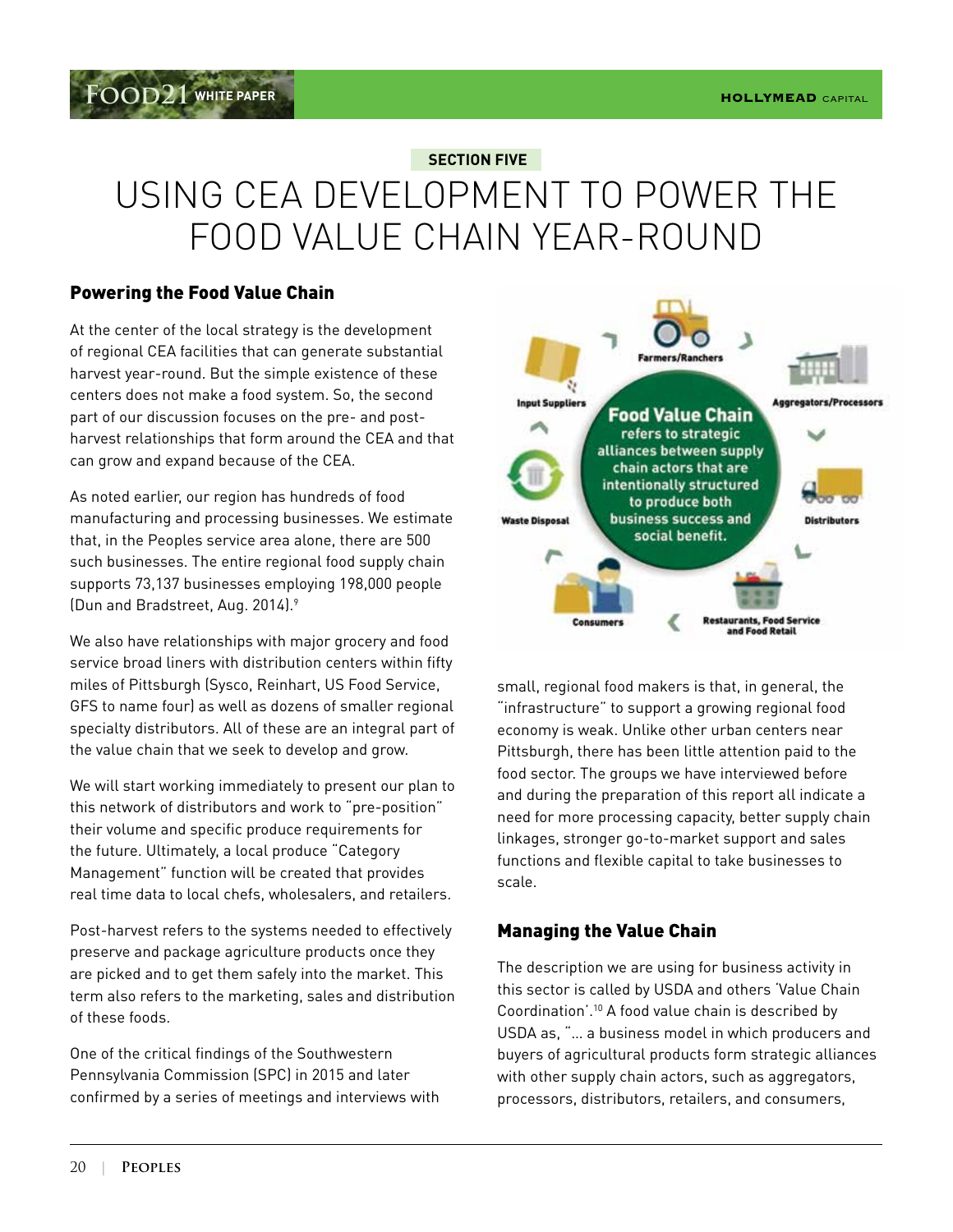SECTION FIVE

# USING CEA DEVELOPMENT TO POWER THE FOOD VALUE CHAIN YEAR-ROUND

## Powering the Food Value Chain

At the center of the local strategy is the development of regional CEA facilities that can generate substantial harvest year-round. But the simple existence of these centers does not make a food system. So, the second part of our discussion focuses on the pre- and post-harvest relationships that form around the CEA and that can grow and expand because of the CEA.

As noted earlier, our region has hundreds of food manufacturing and processing businesses. We estimate that, in the Peoples service area alone, there are 500 such businesses. The entire regional food supply chain supports 73,137 businesses employing 198,000 people (Dun and Bradstreet, Aug. 2014).[9]

We also have relationships with major grocery and food service broad liners with distribution centers within fifty miles of Pittsburgh (Sysco, Reinhart, US Food Service, GFS to name four) as well as dozens of smaller regional specialty distributors. All of these are an integral part of the value chain that we seek to develop and grow.

We will start working immediately to present our plan to this network of distributors and work to "pre-position" their volume and specific produce requirements for the future. Ultimately, a local produce "Category Management" function will be created that provides real time data to local chefs, wholesalers, and retailers.

Post-harvest refers to the systems needed to effectively preserve and package agriculture products once they are picked and to get them safely into the market. This term also refers to the marketing, sales and distribution of these foods.

One of the critical findings of the Southwestern Pennsylvania Commission (SPC) in 2015 and later confirmed by a series of meetings and interviews with small, regional food makers is that, in general, the "infrastructure" to support a growing regional food economy is weak. Unlike other urban centers near Pittsburgh, there has been little attention paid to the food sector. The groups we have interviewed before and during the preparation of this report all indicate a need for more processing capacity, better supply chain linkages, stronger go-to-market support and sales functions and flexible capital to take businesses to scale.

**Food Value Chain** refers to strategic alliances between supply chain actors that are intentionally structured to produce both business success and social benefit.

Farmers/Ranchers → Aggregators/Processors → Distributors → Restaurants, Food Service and Food Retail → Consumers → Waste Disposal → Input Suppliers

## Managing the Value Chain

The description we are using for business activity in this sector is called by USDA and others 'Value Chain Coordination'.[10] A food value chain is described by USDA as, "... a business model in which producers and buyers of agricultural products form strategic alliances with other supply chain actors, such as aggregators, processors, distributors, retailers, and consumers,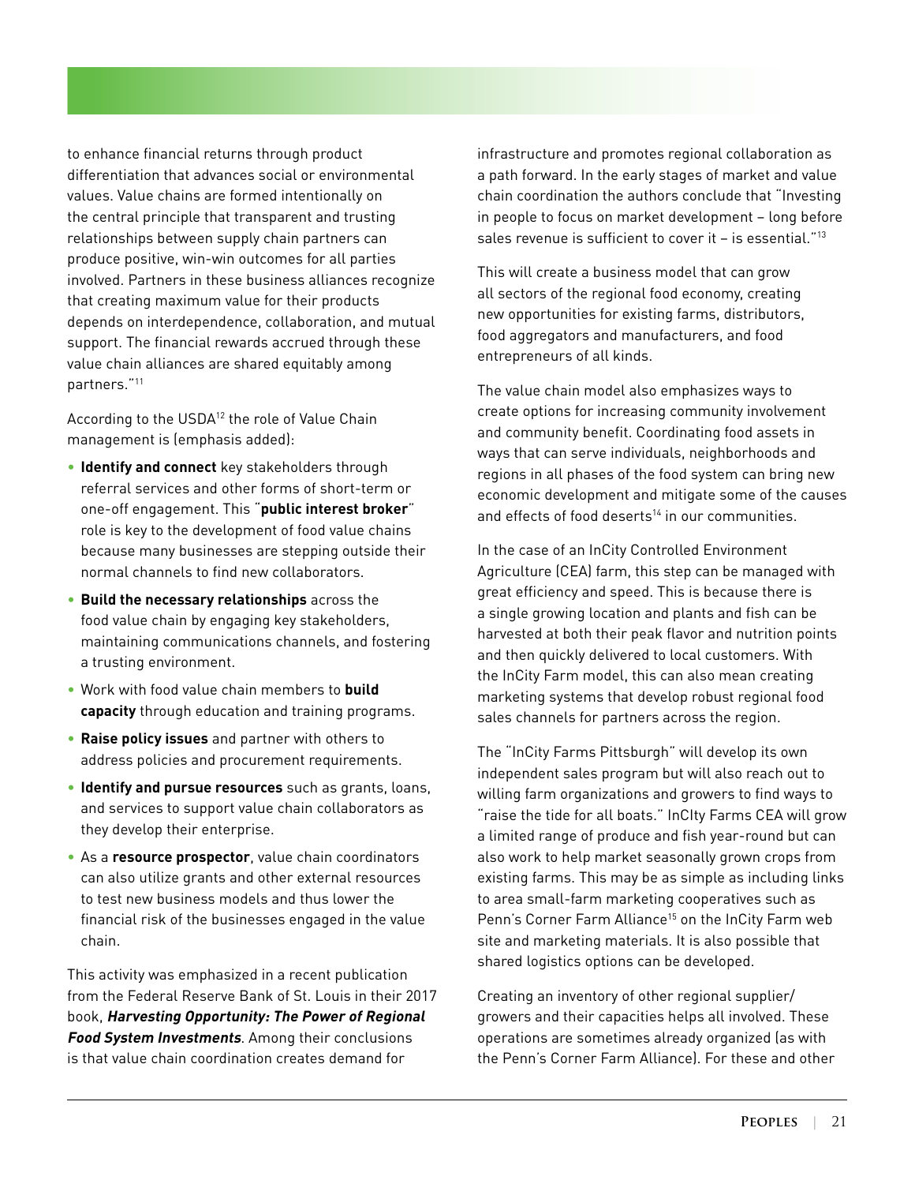to enhance financial returns through product differentiation that advances social or environmental values. Value chains are formed intentionally on the central principle that transparent and trusting relationships between supply chain partners can produce positive, win-win outcomes for all parties involved. Partners in these business alliances recognize that creating maximum value for their products depends on interdependence, collaboration, and mutual support. The financial rewards accrued through these value chain alliances are shared equitably among partners."[11]

According to the USDA[12] the role of Value Chain management is (emphasis added):

- **Identify and connect** key stakeholders through referral services and other forms of short-term or one-off engagement. This "**public interest broker**" role is key to the development of food value chains because many businesses are stepping outside their normal channels to find new collaborators.
- **Build the necessary relationships** across the food value chain by engaging key stakeholders, maintaining communications channels, and fostering a trusting environment.
- Work with food value chain members to **build capacity** through education and training programs.
- **Raise policy issues** and partner with others to address policies and procurement requirements.
- **Identify and pursue resources** such as grants, loans, and services to support value chain collaborators as they develop their enterprise.
- As a **resource prospector**, value chain coordinators can also utilize grants and other external resources to test new business models and thus lower the financial risk of the businesses engaged in the value chain.

This activity was emphasized in a recent publication from the Federal Reserve Bank of St. Louis in their 2017 book, ***Harvesting Opportunity: The Power of Regional Food System Investments***. Among their conclusions is that value chain coordination creates demand for infrastructure and promotes regional collaboration as a path forward. In the early stages of market and value chain coordination the authors conclude that "Investing in people to focus on market development – long before sales revenue is sufficient to cover it – is essential."[13]

This will create a business model that can grow all sectors of the regional food economy, creating new opportunities for existing farms, distributors, food aggregators and manufacturers, and food entrepreneurs of all kinds.

The value chain model also emphasizes ways to create options for increasing community involvement and community benefit. Coordinating food assets in ways that can serve individuals, neighborhoods and regions in all phases of the food system can bring new economic development and mitigate some of the causes and effects of food deserts[14] in our communities.

In the case of an InCity Controlled Environment Agriculture (CEA) farm, this step can be managed with great efficiency and speed. This is because there is a single growing location and plants and fish can be harvested at both their peak flavor and nutrition points and then quickly delivered to local customers. With the InCity Farm model, this can also mean creating marketing systems that develop robust regional food sales channels for partners across the region.

The "InCity Farms Pittsburgh" will develop its own independent sales program but will also reach out to willing farm organizations and growers to find ways to "raise the tide for all boats." InCIty Farms CEA will grow a limited range of produce and fish year-round but can also work to help market seasonally grown crops from existing farms. This may be as simple as including links to area small-farm marketing cooperatives such as Penn's Corner Farm Alliance[15] on the InCity Farm web site and marketing materials. It is also possible that shared logistics options can be developed.

Creating an inventory of other regional supplier/growers and their capacities helps all involved. These operations are sometimes already organized (as with the Penn's Corner Farm Alliance). For these and other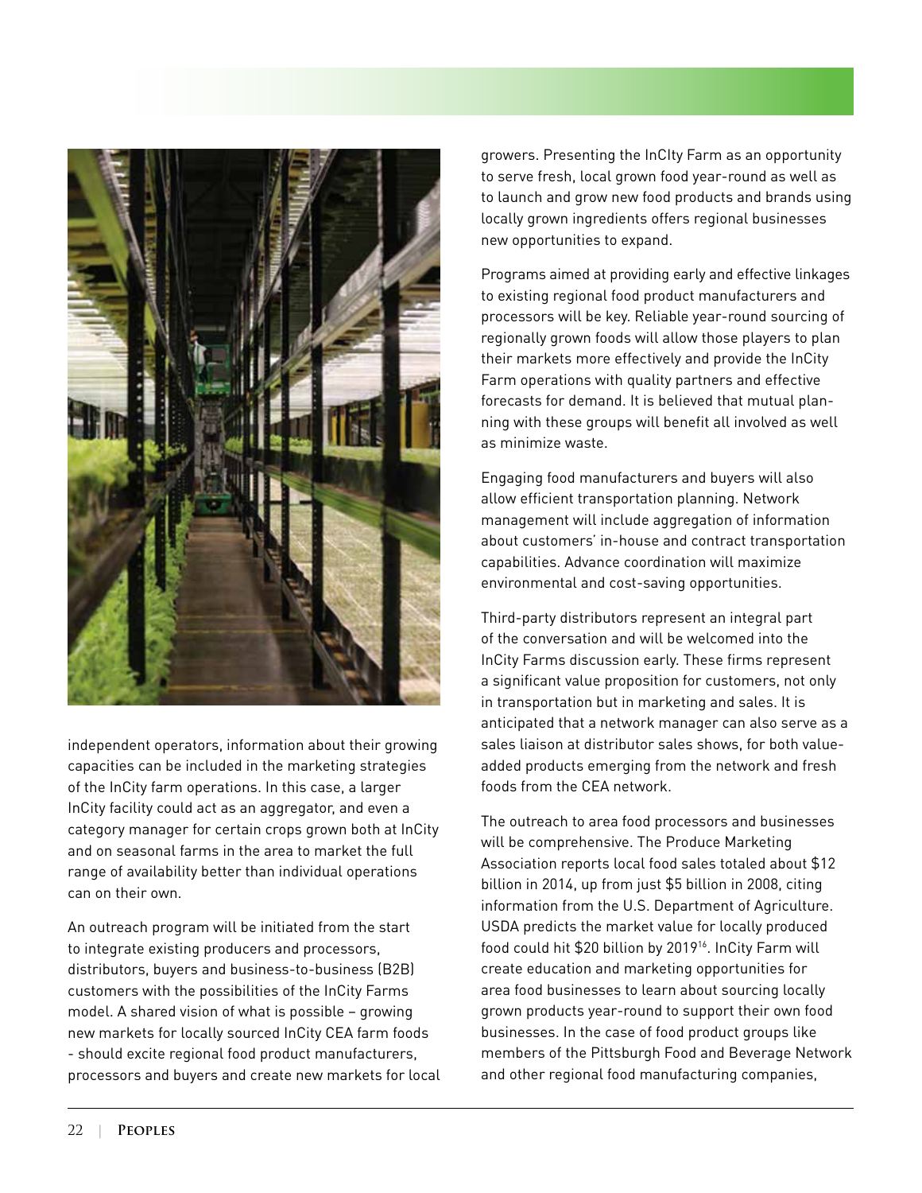independent operators, information about their growing capacities can be included in the marketing strategies of the InCity farm operations. In this case, a larger InCity facility could act as an aggregator, and even a category manager for certain crops grown both at InCity and on seasonal farms in the area to market the full range of availability better than individual operations can on their own.

An outreach program will be initiated from the start to integrate existing producers and processors, distributors, buyers and business-to-business (B2B) customers with the possibilities of the InCity Farms model. A shared vision of what is possible – growing new markets for locally sourced InCity CEA farm foods - should excite regional food product manufacturers, processors and buyers and create new markets for local growers. Presenting the InCIty Farm as an opportunity to serve fresh, local grown food year-round as well as to launch and grow new food products and brands using locally grown ingredients offers regional businesses new opportunities to expand.

Programs aimed at providing early and effective linkages to existing regional food product manufacturers and processors will be key. Reliable year-round sourcing of regionally grown foods will allow those players to plan their markets more effectively and provide the InCity Farm operations with quality partners and effective forecasts for demand. It is believed that mutual planning with these groups will benefit all involved as well as minimize waste.

Engaging food manufacturers and buyers will also allow efficient transportation planning. Network management will include aggregation of information about customers' in-house and contract transportation capabilities. Advance coordination will maximize environmental and cost-saving opportunities.

Third-party distributors represent an integral part of the conversation and will be welcomed into the InCity Farms discussion early. These firms represent a significant value proposition for customers, not only in transportation but in marketing and sales. It is anticipated that a network manager can also serve as a sales liaison at distributor sales shows, for both value-added products emerging from the network and fresh foods from the CEA network.

The outreach to area food processors and businesses will be comprehensive. The Produce Marketing Association reports local food sales totaled about $12 billion in 2014, up from just $5 billion in 2008, citing information from the U.S. Department of Agriculture. USDA predicts the market value for locally produced food could hit $20 billion by 2019[16]. InCity Farm will create education and marketing opportunities for area food businesses to learn about sourcing locally grown products year-round to support their own food businesses. In the case of food product groups like members of the Pittsburgh Food and Beverage Network and other regional food manufacturing companies,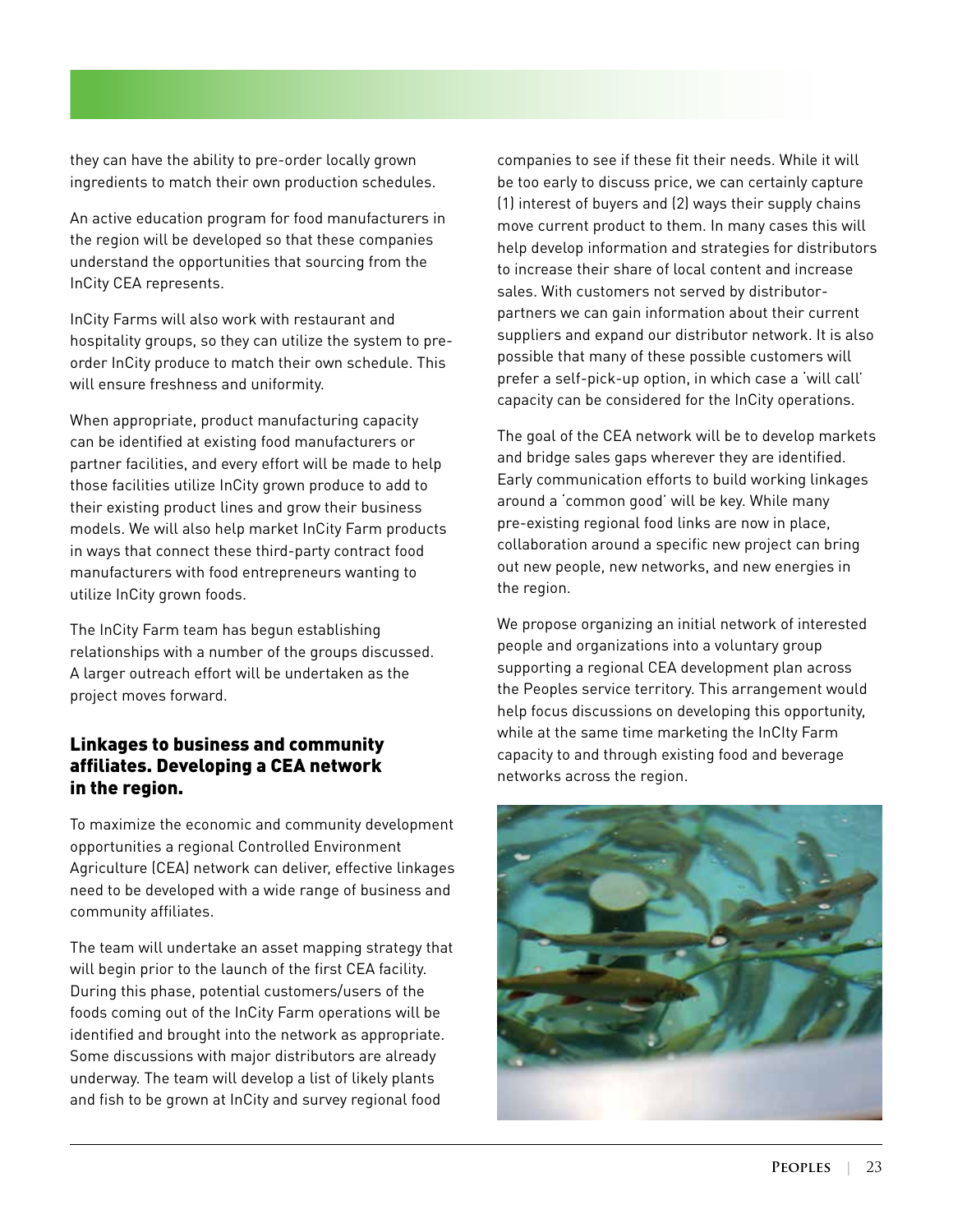they can have the ability to pre-order locally grown ingredients to match their own production schedules.

An active education program for food manufacturers in the region will be developed so that these companies understand the opportunities that sourcing from the InCity CEA represents.

InCity Farms will also work with restaurant and hospitality groups, so they can utilize the system to pre-order InCity produce to match their own schedule. This will ensure freshness and uniformity.

When appropriate, product manufacturing capacity can be identified at existing food manufacturers or partner facilities, and every effort will be made to help those facilities utilize InCity grown produce to add to their existing product lines and grow their business models. We will also help market InCity Farm products in ways that connect these third-party contract food manufacturers with food entrepreneurs wanting to utilize InCity grown foods.

The InCity Farm team has begun establishing relationships with a number of the groups discussed. A larger outreach effort will be undertaken as the project moves forward.

## Linkages to business and community affiliates. Developing a CEA network in the region.

To maximize the economic and community development opportunities a regional Controlled Environment Agriculture (CEA) network can deliver, effective linkages need to be developed with a wide range of business and community affiliates.

The team will undertake an asset mapping strategy that will begin prior to the launch of the first CEA facility. During this phase, potential customers/users of the foods coming out of the InCity Farm operations will be identified and brought into the network as appropriate. Some discussions with major distributors are already underway. The team will develop a list of likely plants and fish to be grown at InCity and survey regional food companies to see if these fit their needs. While it will be too early to discuss price, we can certainly capture (1) interest of buyers and (2) ways their supply chains move current product to them. In many cases this will help develop information and strategies for distributors to increase their share of local content and increase sales. With customers not served by distributor-partners we can gain information about their current suppliers and expand our distributor network. It is also possible that many of these possible customers will prefer a self-pick-up option, in which case a 'will call' capacity can be considered for the InCity operations.

The goal of the CEA network will be to develop markets and bridge sales gaps wherever they are identified. Early communication efforts to build working linkages around a 'common good' will be key. While many pre-existing regional food links are now in place, collaboration around a specific new project can bring out new people, new networks, and new energies in the region.

We propose organizing an initial network of interested people and organizations into a voluntary group supporting a regional CEA development plan across the Peoples service territory. This arrangement would help focus discussions on developing this opportunity, while at the same time marketing the InCIty Farm capacity to and through existing food and beverage networks across the region.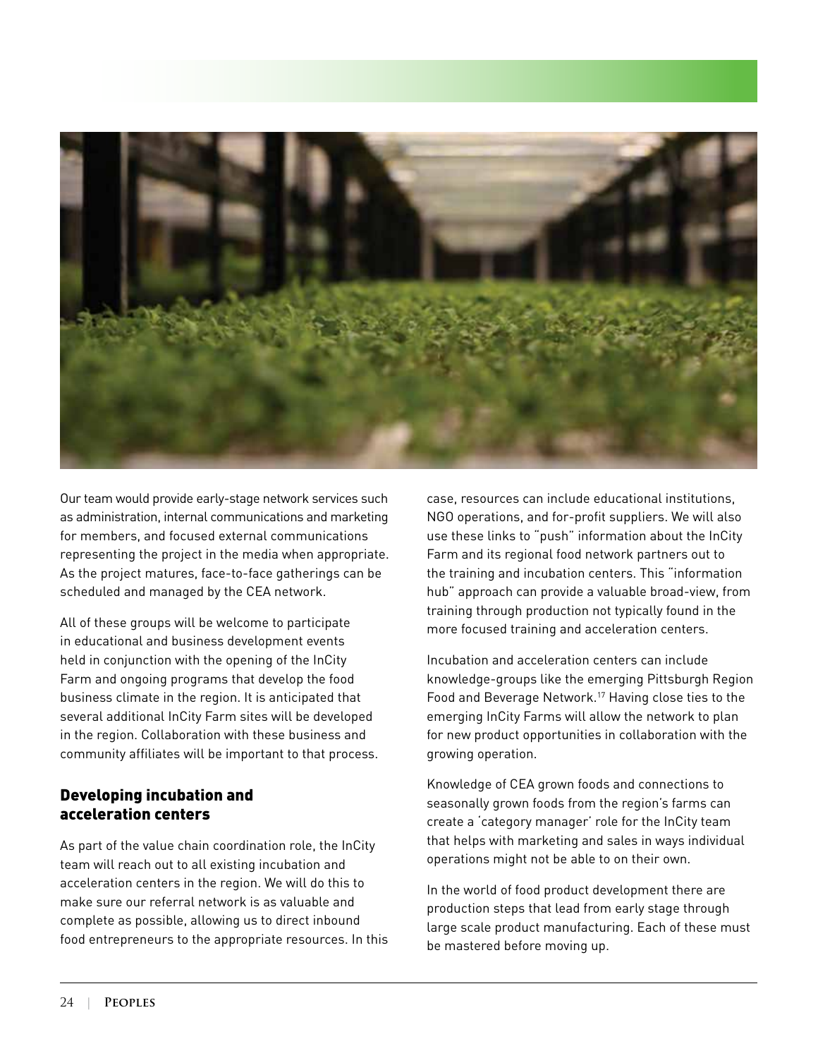Our team would provide early-stage network services such as administration, internal communications and marketing for members, and focused external communications representing the project in the media when appropriate. As the project matures, face-to-face gatherings can be scheduled and managed by the CEA network.

All of these groups will be welcome to participate in educational and business development events held in conjunction with the opening of the InCity Farm and ongoing programs that develop the food business climate in the region. It is anticipated that several additional InCity Farm sites will be developed in the region. Collaboration with these business and community affiliates will be important to that process.

## Developing incubation and acceleration centers

As part of the value chain coordination role, the InCity team will reach out to all existing incubation and acceleration centers in the region. We will do this to make sure our referral network is as valuable and complete as possible, allowing us to direct inbound food entrepreneurs to the appropriate resources. In this case, resources can include educational institutions, NGO operations, and for-profit suppliers. We will also use these links to "push" information about the InCity Farm and its regional food network partners out to the training and incubation centers. This "information hub" approach can provide a valuable broad-view, from training through production not typically found in the more focused training and acceleration centers.

Incubation and acceleration centers can include knowledge-groups like the emerging Pittsburgh Region Food and Beverage Network.[17] Having close ties to the emerging InCity Farms will allow the network to plan for new product opportunities in collaboration with the growing operation.

Knowledge of CEA grown foods and connections to seasonally grown foods from the region's farms can create a 'category manager' role for the InCity team that helps with marketing and sales in ways individual operations might not be able to on their own.

In the world of food product development there are production steps that lead from early stage through large scale product manufacturing. Each of these must be mastered before moving up.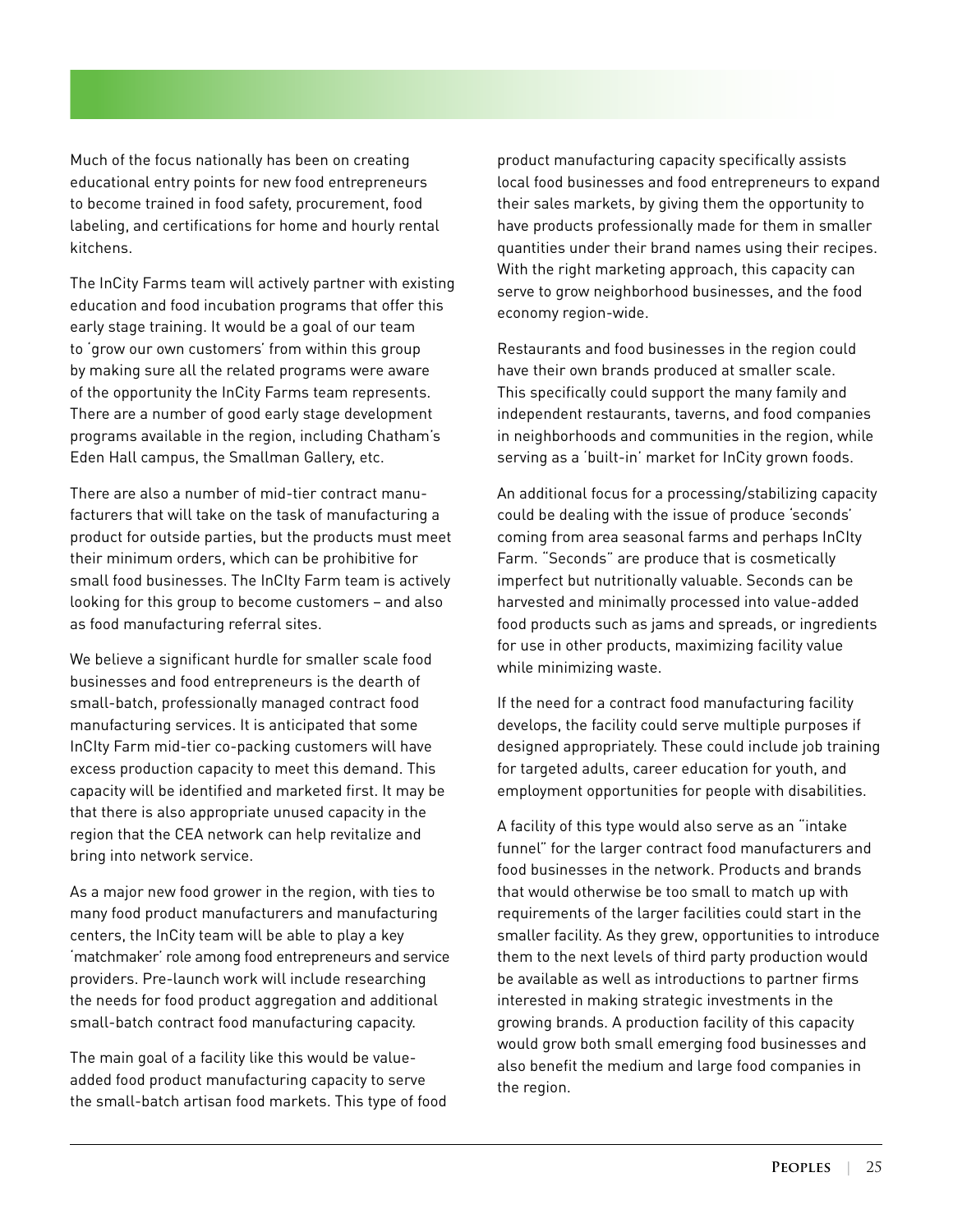Much of the focus nationally has been on creating educational entry points for new food entrepreneurs to become trained in food safety, procurement, food labeling, and certifications for home and hourly rental kitchens.

The InCity Farms team will actively partner with existing education and food incubation programs that offer this early stage training. It would be a goal of our team to 'grow our own customers' from within this group by making sure all the related programs were aware of the opportunity the InCity Farms team represents. There are a number of good early stage development programs available in the region, including Chatham's Eden Hall campus, the Smallman Gallery, etc.

There are also a number of mid-tier contract manufacturers that will take on the task of manufacturing a product for outside parties, but the products must meet their minimum orders, which can be prohibitive for small food businesses. The InCIty Farm team is actively looking for this group to become customers – and also as food manufacturing referral sites.

We believe a significant hurdle for smaller scale food businesses and food entrepreneurs is the dearth of small-batch, professionally managed contract food manufacturing services. It is anticipated that some InCIty Farm mid-tier co-packing customers will have excess production capacity to meet this demand. This capacity will be identified and marketed first. It may be that there is also appropriate unused capacity in the region that the CEA network can help revitalize and bring into network service.

As a major new food grower in the region, with ties to many food product manufacturers and manufacturing centers, the InCity team will be able to play a key 'matchmaker' role among food entrepreneurs and service providers. Pre-launch work will include researching the needs for food product aggregation and additional small-batch contract food manufacturing capacity.

The main goal of a facility like this would be value-added food product manufacturing capacity to serve the small-batch artisan food markets. This type of food product manufacturing capacity specifically assists local food businesses and food entrepreneurs to expand their sales markets, by giving them the opportunity to have products professionally made for them in smaller quantities under their brand names using their recipes. With the right marketing approach, this capacity can serve to grow neighborhood businesses, and the food economy region-wide.

Restaurants and food businesses in the region could have their own brands produced at smaller scale. This specifically could support the many family and independent restaurants, taverns, and food companies in neighborhoods and communities in the region, while serving as a 'built-in' market for InCity grown foods.

An additional focus for a processing/stabilizing capacity could be dealing with the issue of produce 'seconds' coming from area seasonal farms and perhaps InCIty Farm. "Seconds" are produce that is cosmetically imperfect but nutritionally valuable. Seconds can be harvested and minimally processed into value-added food products such as jams and spreads, or ingredients for use in other products, maximizing facility value while minimizing waste.

If the need for a contract food manufacturing facility develops, the facility could serve multiple purposes if designed appropriately. These could include job training for targeted adults, career education for youth, and employment opportunities for people with disabilities.

A facility of this type would also serve as an "intake funnel" for the larger contract food manufacturers and food businesses in the network. Products and brands that would otherwise be too small to match up with requirements of the larger facilities could start in the smaller facility. As they grew, opportunities to introduce them to the next levels of third party production would be available as well as introductions to partner firms interested in making strategic investments in the growing brands. A production facility of this capacity would grow both small emerging food businesses and also benefit the medium and large food companies in the region.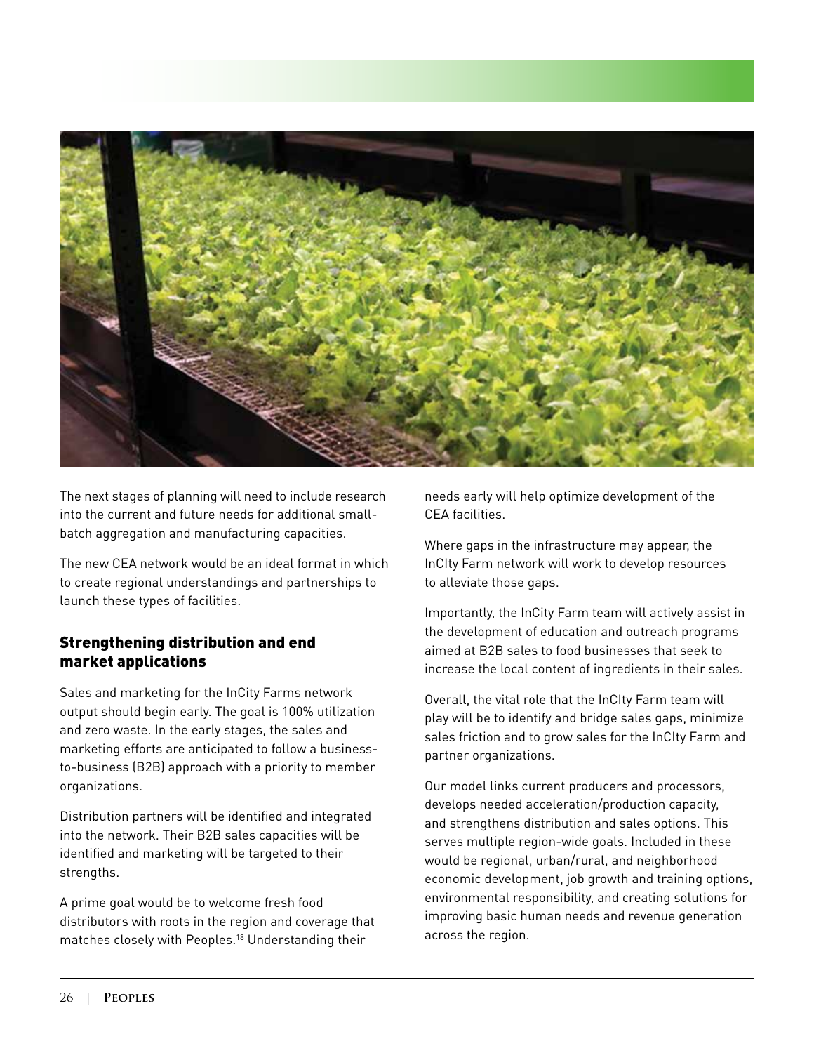The next stages of planning will need to include research into the current and future needs for additional small-batch aggregation and manufacturing capacities.

The new CEA network would be an ideal format in which to create regional understandings and partnerships to launch these types of facilities.

## Strengthening distribution and end market applications

Sales and marketing for the InCity Farms network output should begin early. The goal is 100% utilization and zero waste. In the early stages, the sales and marketing efforts are anticipated to follow a business-to-business (B2B) approach with a priority to member organizations.

Distribution partners will be identified and integrated into the network. Their B2B sales capacities will be identified and marketing will be targeted to their strengths.

A prime goal would be to welcome fresh food distributors with roots in the region and coverage that matches closely with Peoples.[18] Understanding their needs early will help optimize development of the CEA facilities.

Where gaps in the infrastructure may appear, the InCIty Farm network will work to develop resources to alleviate those gaps.

Importantly, the InCity Farm team will actively assist in the development of education and outreach programs aimed at B2B sales to food businesses that seek to increase the local content of ingredients in their sales.

Overall, the vital role that the InCIty Farm team will play will be to identify and bridge sales gaps, minimize sales friction and to grow sales for the InCIty Farm and partner organizations.

Our model links current producers and processors, develops needed acceleration/production capacity, and strengthens distribution and sales options. This serves multiple region-wide goals. Included in these would be regional, urban/rural, and neighborhood economic development, job growth and training options, environmental responsibility, and creating solutions for improving basic human needs and revenue generation across the region.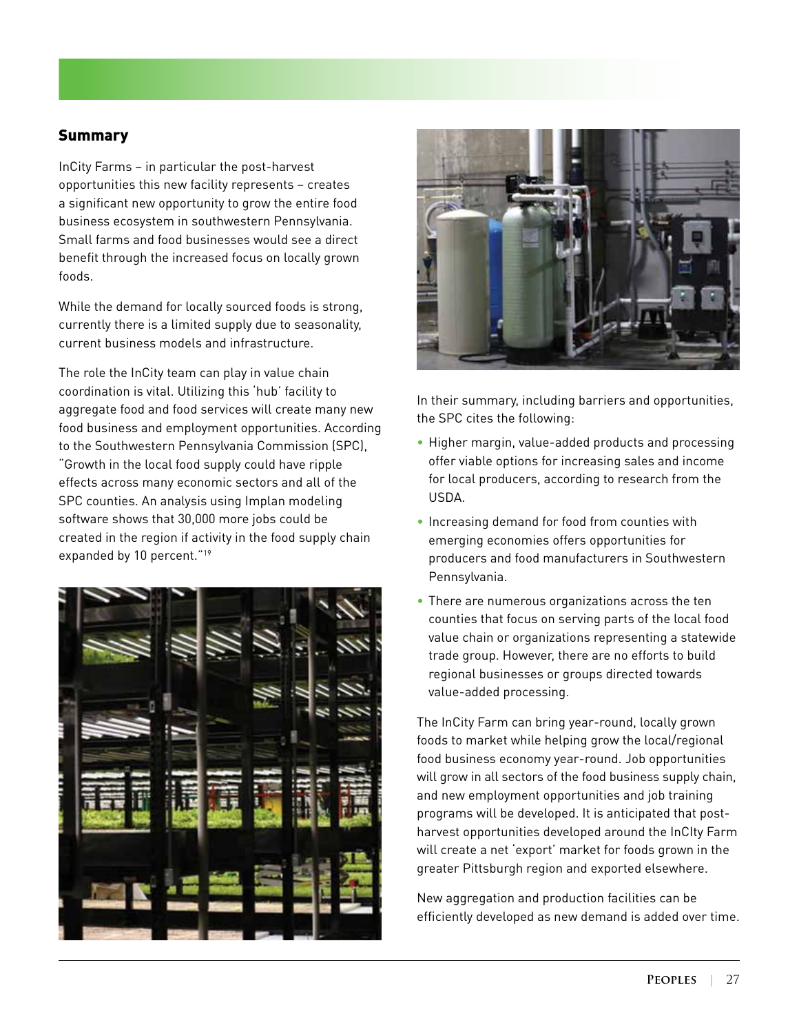## Summary

InCity Farms – in particular the post-harvest opportunities this new facility represents – creates a significant new opportunity to grow the entire food business ecosystem in southwestern Pennsylvania. Small farms and food businesses would see a direct benefit through the increased focus on locally grown foods.

While the demand for locally sourced foods is strong, currently there is a limited supply due to seasonality, current business models and infrastructure.

The role the InCity team can play in value chain coordination is vital. Utilizing this 'hub' facility to aggregate food and food services will create many new food business and employment opportunities. According to the Southwestern Pennsylvania Commission (SPC), "Growth in the local food supply could have ripple effects across many economic sectors and all of the SPC counties. An analysis using Implan modeling software shows that 30,000 more jobs could be created in the region if activity in the food supply chain expanded by 10 percent."[19]

In their summary, including barriers and opportunities, the SPC cites the following:

- Higher margin, value-added products and processing offer viable options for increasing sales and income for local producers, according to research from the USDA.
- Increasing demand for food from counties with emerging economies offers opportunities for producers and food manufacturers in Southwestern Pennsylvania.
- There are numerous organizations across the ten counties that focus on serving parts of the local food value chain or organizations representing a statewide trade group. However, there are no efforts to build regional businesses or groups directed towards value-added processing.

The InCity Farm can bring year-round, locally grown foods to market while helping grow the local/regional food business economy year-round. Job opportunities will grow in all sectors of the food business supply chain, and new employment opportunities and job training programs will be developed. It is anticipated that post-harvest opportunities developed around the InCIty Farm will create a net 'export' market for foods grown in the greater Pittsburgh region and exported elsewhere.

New aggregation and production facilities can be efficiently developed as new demand is added over time.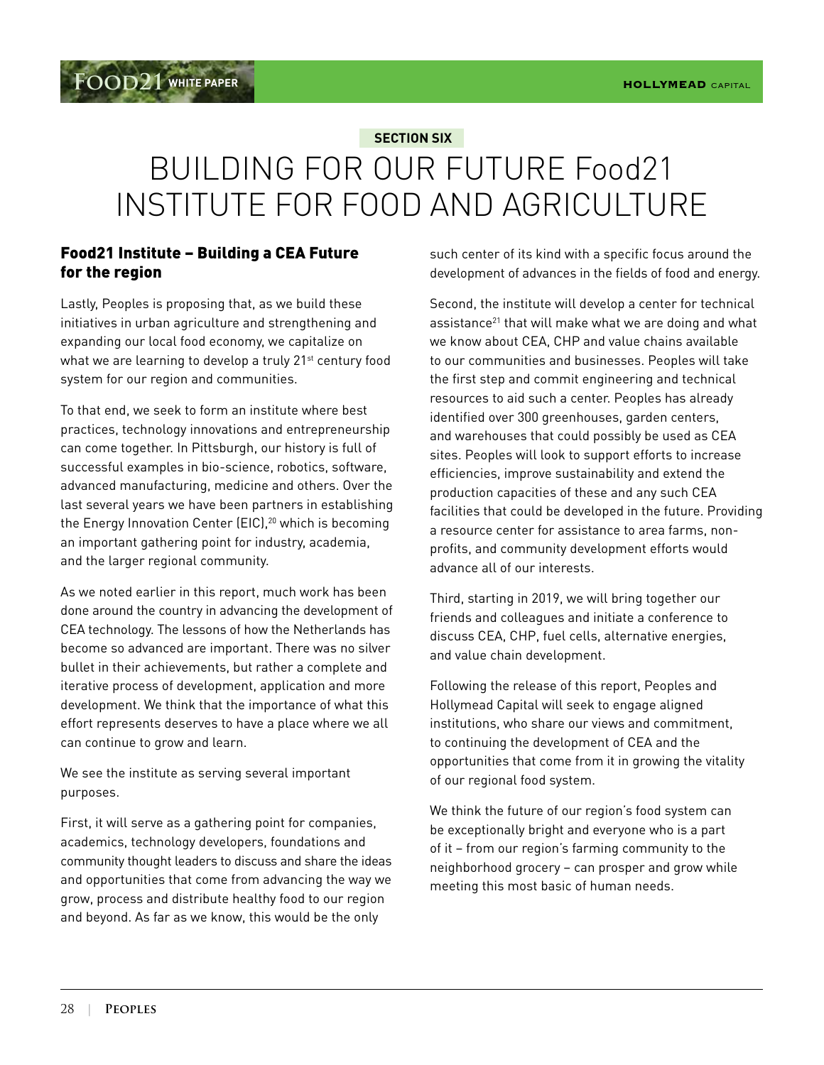SECTION SIX

# BUILDING FOR OUR FUTURE Food21 INSTITUTE FOR FOOD AND AGRICULTURE

## Food21 Institute – Building a CEA Future for the region

Lastly, Peoples is proposing that, as we build these initiatives in urban agriculture and strengthening and expanding our local food economy, we capitalize on what we are learning to develop a truly 21st century food system for our region and communities.

To that end, we seek to form an institute where best practices, technology innovations and entrepreneurship can come together. In Pittsburgh, our history is full of successful examples in bio-science, robotics, software, advanced manufacturing, medicine and others. Over the last several years we have been partners in establishing the Energy Innovation Center (EIC),[20] which is becoming an important gathering point for industry, academia, and the larger regional community.

As we noted earlier in this report, much work has been done around the country in advancing the development of CEA technology. The lessons of how the Netherlands has become so advanced are important. There was no silver bullet in their achievements, but rather a complete and iterative process of development, application and more development. We think that the importance of what this effort represents deserves to have a place where we all can continue to grow and learn.

We see the institute as serving several important purposes.

First, it will serve as a gathering point for companies, academics, technology developers, foundations and community thought leaders to discuss and share the ideas and opportunities that come from advancing the way we grow, process and distribute healthy food to our region and beyond. As far as we know, this would be the only such center of its kind with a specific focus around the development of advances in the fields of food and energy.

Second, the institute will develop a center for technical assistance[21] that will make what we are doing and what we know about CEA, CHP and value chains available to our communities and businesses. Peoples will take the first step and commit engineering and technical resources to aid such a center. Peoples has already identified over 300 greenhouses, garden centers, and warehouses that could possibly be used as CEA sites. Peoples will look to support efforts to increase efficiencies, improve sustainability and extend the production capacities of these and any such CEA facilities that could be developed in the future. Providing a resource center for assistance to area farms, non-profits, and community development efforts would advance all of our interests.

Third, starting in 2019, we will bring together our friends and colleagues and initiate a conference to discuss CEA, CHP, fuel cells, alternative energies, and value chain development.

Following the release of this report, Peoples and Hollymead Capital will seek to engage aligned institutions, who share our views and commitment, to continuing the development of CEA and the opportunities that come from it in growing the vitality of our regional food system.

We think the future of our region's food system can be exceptionally bright and everyone who is a part of it – from our region's farming community to the neighborhood grocery – can prosper and grow while meeting this most basic of human needs.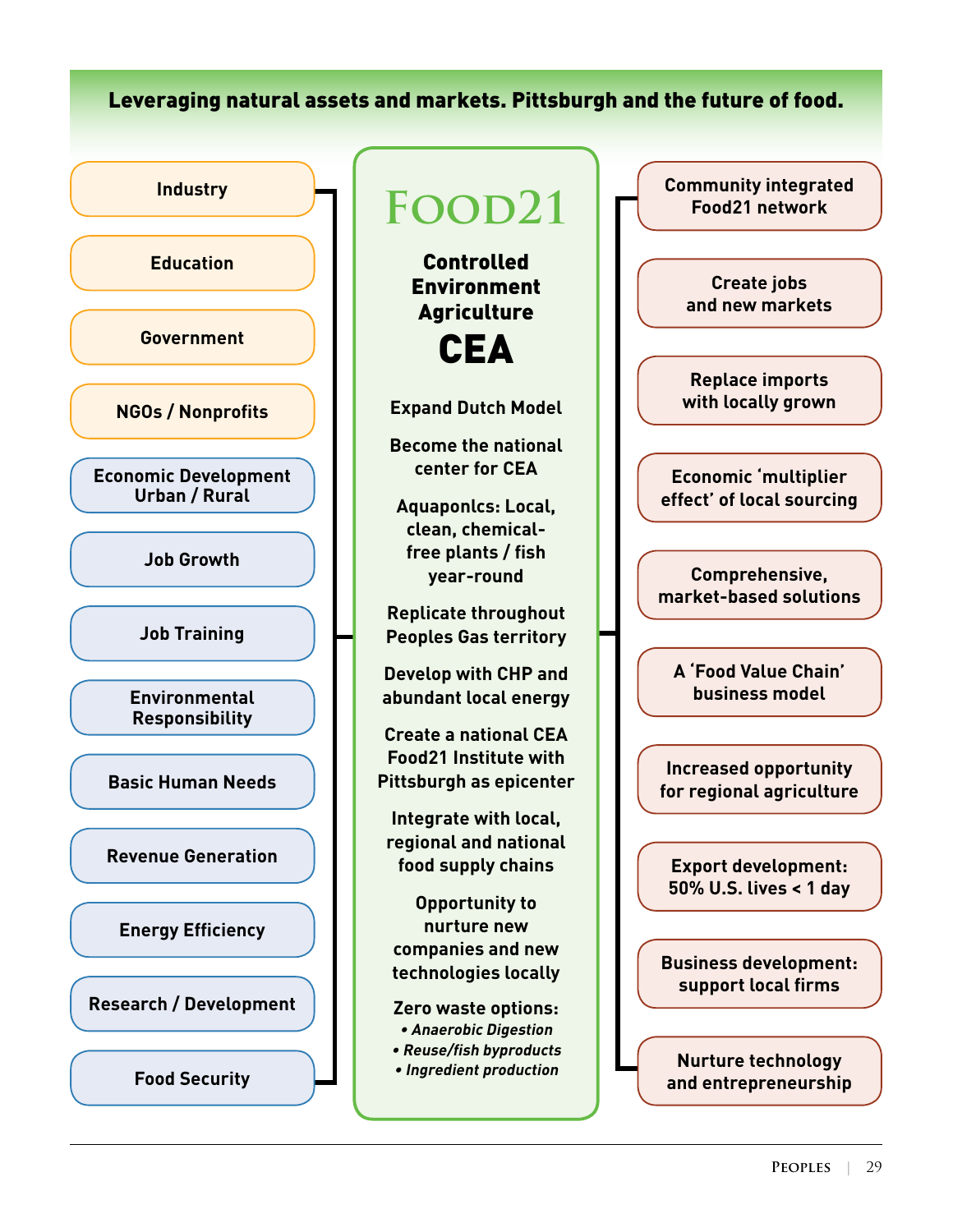## Leveraging natural assets and markets. Pittsburgh and the future of food.

- Industry
- Education
- Government
- NGOs / Nonprofits
- Economic Development Urban / Rural
- Job Growth
- Job Training
- Environmental Responsibility
- Basic Human Needs
- Revenue Generation
- Energy Efficiency
- Research / Development
- Food Security

# FOOD21

### Controlled Environment Agriculture

# CEA

**Expand Dutch Model**

**Become the national center for CEA**

**Aquaponlcs: Local, clean, chemical-free plants / fish year-round**

**Replicate throughout Peoples Gas territory**

**Develop with CHP and abundant local energy**

**Create a national CEA Food21 Institute with Pittsburgh as epicenter**

**Integrate with local, regional and national food supply chains**

**Opportunity to nurture new companies and new technologies locally**

**Zero waste options:**

- *Anaerobic Digestion*
- *Reuse/fish byproducts*
- *Ingredient production*

- Community integrated Food21 network
- Create jobs and new markets
- Replace imports with locally grown
- Economic 'multiplier effect' of local sourcing
- Comprehensive, market-based solutions
- A 'Food Value Chain' business model
- Increased opportunity for regional agriculture
- Export development: 50% U.S. lives < 1 day
- Business development: support local firms
- Nurture technology and entrepreneurship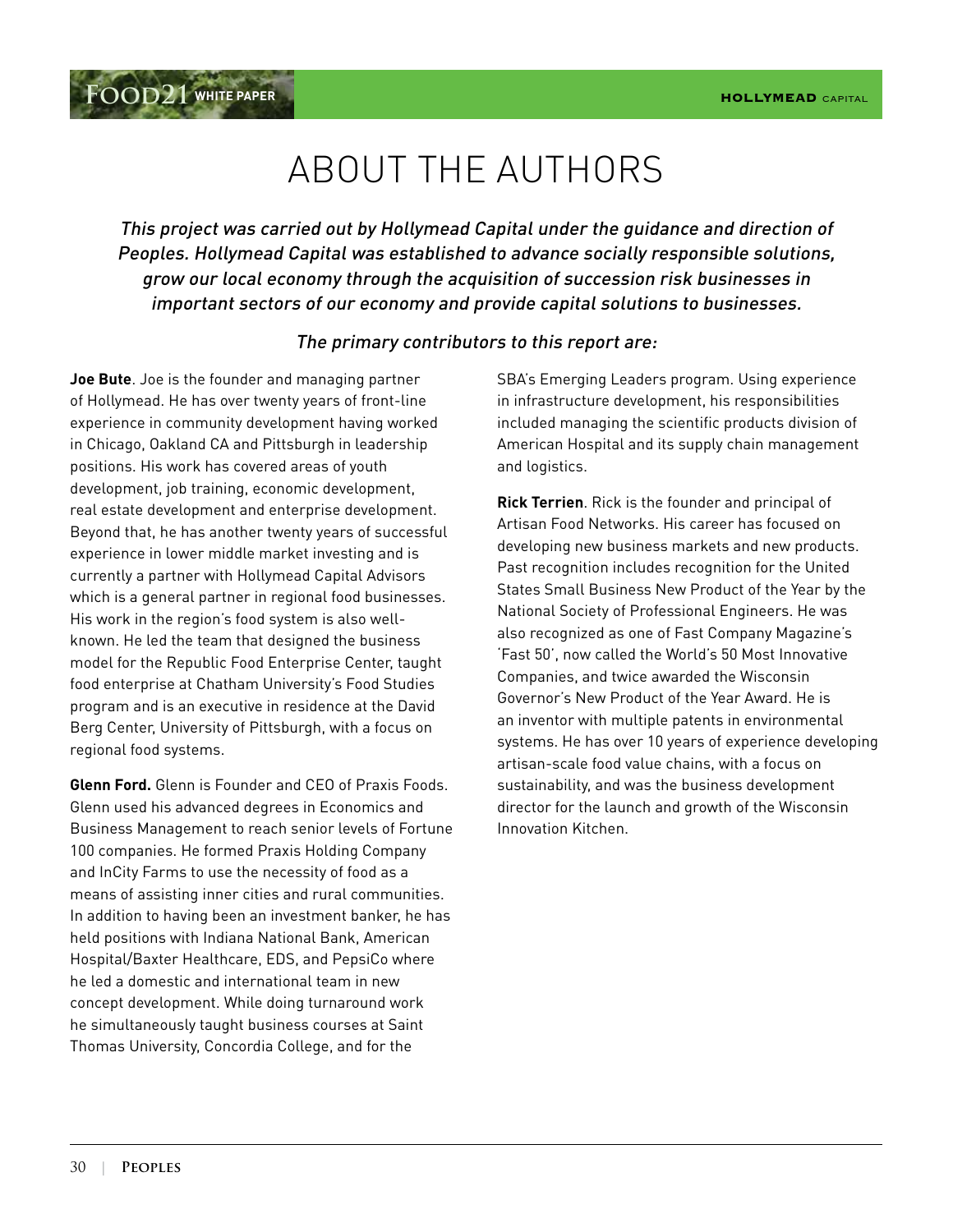# ABOUT THE AUTHORS

*This project was carried out by Hollymead Capital under the guidance and direction of Peoples. Hollymead Capital was established to advance socially responsible solutions, grow our local economy through the acquisition of succession risk businesses in important sectors of our economy and provide capital solutions to businesses.*

*The primary contributors to this report are:*

**Joe Bute**. Joe is the founder and managing partner of Hollymead. He has over twenty years of front-line experience in community development having worked in Chicago, Oakland CA and Pittsburgh in leadership positions. His work has covered areas of youth development, job training, economic development, real estate development and enterprise development. Beyond that, he has another twenty years of successful experience in lower middle market investing and is currently a partner with Hollymead Capital Advisors which is a general partner in regional food businesses. His work in the region's food system is also well-known. He led the team that designed the business model for the Republic Food Enterprise Center, taught food enterprise at Chatham University's Food Studies program and is an executive in residence at the David Berg Center, University of Pittsburgh, with a focus on regional food systems.

**Glenn Ford.** Glenn is Founder and CEO of Praxis Foods. Glenn used his advanced degrees in Economics and Business Management to reach senior levels of Fortune 100 companies. He formed Praxis Holding Company and InCity Farms to use the necessity of food as a means of assisting inner cities and rural communities. In addition to having been an investment banker, he has held positions with Indiana National Bank, American Hospital/Baxter Healthcare, EDS, and PepsiCo where he led a domestic and international team in new concept development. While doing turnaround work he simultaneously taught business courses at Saint Thomas University, Concordia College, and for the SBA's Emerging Leaders program. Using experience in infrastructure development, his responsibilities included managing the scientific products division of American Hospital and its supply chain management and logistics.

**Rick Terrien**. Rick is the founder and principal of Artisan Food Networks. His career has focused on developing new business markets and new products. Past recognition includes recognition for the United States Small Business New Product of the Year by the National Society of Professional Engineers. He was also recognized as one of Fast Company Magazine's 'Fast 50', now called the World's 50 Most Innovative Companies, and twice awarded the Wisconsin Governor's New Product of the Year Award. He is an inventor with multiple patents in environmental systems. He has over 10 years of experience developing artisan-scale food value chains, with a focus on sustainability, and was the business development director for the launch and growth of the Wisconsin Innovation Kitchen.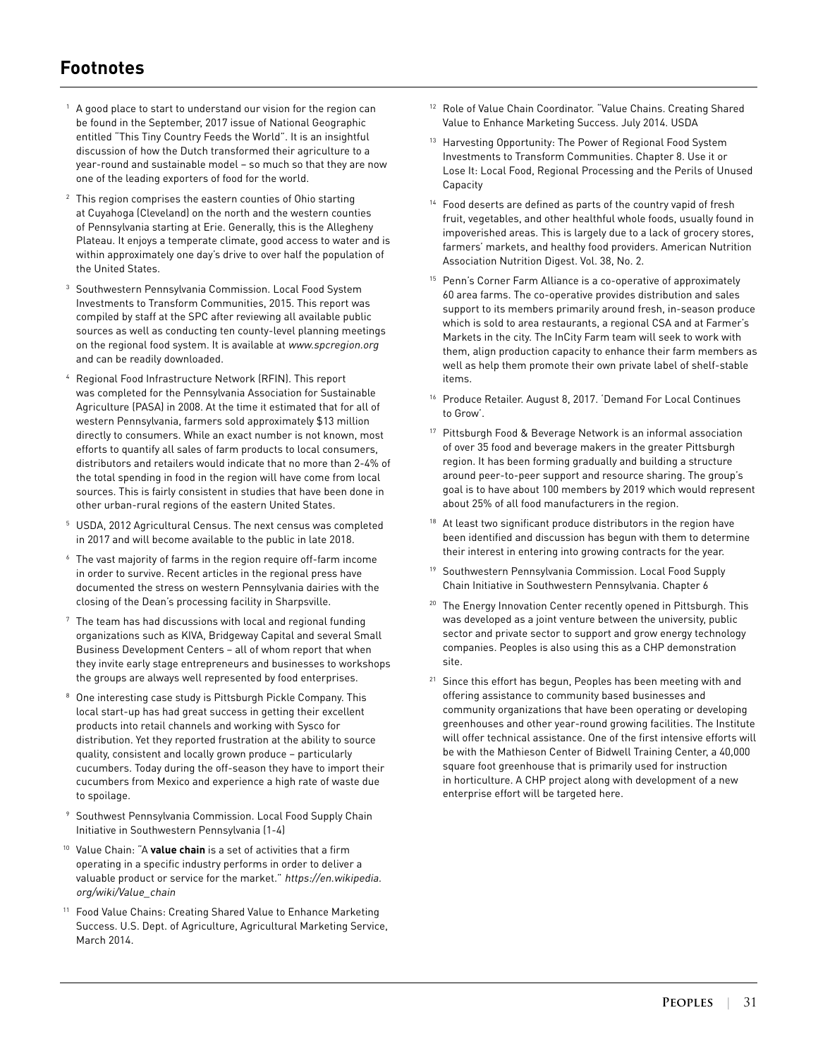# Footnotes

[1] A good place to start to understand our vision for the region can be found in the September, 2017 issue of National Geographic entitled "This Tiny Country Feeds the World". It is an insightful discussion of how the Dutch transformed their agriculture to a year-round and sustainable model – so much so that they are now one of the leading exporters of food for the world.

[2] This region comprises the eastern counties of Ohio starting at Cuyahoga (Cleveland) on the north and the western counties of Pennsylvania starting at Erie. Generally, this is the Allegheny Plateau. It enjoys a temperate climate, good access to water and is within approximately one day's drive to over half the population of the United States.

[3] Southwestern Pennsylvania Commission. Local Food System Investments to Transform Communities, 2015. This report was compiled by staff at the SPC after reviewing all available public sources as well as conducting ten county-level planning meetings on the regional food system. It is available at *www.spcregion.org* and can be readily downloaded.

[4] Regional Food Infrastructure Network (RFIN). This report was completed for the Pennsylvania Association for Sustainable Agriculture (PASA) in 2008. At the time it estimated that for all of western Pennsylvania, farmers sold approximately $13 million directly to consumers. While an exact number is not known, most efforts to quantify all sales of farm products to local consumers, distributors and retailers would indicate that no more than 2-4% of the total spending in food in the region will have come from local sources. This is fairly consistent in studies that have been done in other urban-rural regions of the eastern United States.

[5] USDA, 2012 Agricultural Census. The next census was completed in 2017 and will become available to the public in late 2018.

[6] The vast majority of farms in the region require off-farm income in order to survive. Recent articles in the regional press have documented the stress on western Pennsylvania dairies with the closing of the Dean's processing facility in Sharpsville.

[7] The team has had discussions with local and regional funding organizations such as KIVA, Bridgeway Capital and several Small Business Development Centers – all of whom report that when they invite early stage entrepreneurs and businesses to workshops the groups are always well represented by food enterprises.

[8] One interesting case study is Pittsburgh Pickle Company. This local start-up has had great success in getting their excellent products into retail channels and working with Sysco for distribution. Yet they reported frustration at the ability to source quality, consistent and locally grown produce – particularly cucumbers. Today during the off-season they have to import their cucumbers from Mexico and experience a high rate of waste due to spoilage.

[9] Southwest Pennsylvania Commission. Local Food Supply Chain Initiative in Southwestern Pennsylvania (1-4)

[10] Value Chain: "A **value chain** is a set of activities that a firm operating in a specific industry performs in order to deliver a valuable product or service for the market." *https://en.wikipedia.org/wiki/Value_chain*

[11] Food Value Chains: Creating Shared Value to Enhance Marketing Success. U.S. Dept. of Agriculture, Agricultural Marketing Service, March 2014.

[12] Role of Value Chain Coordinator. "Value Chains. Creating Shared Value to Enhance Marketing Success. July 2014. USDA

[13] Harvesting Opportunity: The Power of Regional Food System Investments to Transform Communities. Chapter 8. Use it or Lose It: Local Food, Regional Processing and the Perils of Unused Capacity

[14] Food deserts are defined as parts of the country vapid of fresh fruit, vegetables, and other healthful whole foods, usually found in impoverished areas. This is largely due to a lack of grocery stores, farmers' markets, and healthy food providers. American Nutrition Association Nutrition Digest. Vol. 38, No. 2.

[15] Penn's Corner Farm Alliance is a co-operative of approximately 60 area farms. The co-operative provides distribution and sales support to its members primarily around fresh, in-season produce which is sold to area restaurants, a regional CSA and at Farmer's Markets in the city. The InCity Farm team will seek to work with them, align production capacity to enhance their farm members as well as help them promote their own private label of shelf-stable items.

[16] Produce Retailer. August 8, 2017. 'Demand For Local Continues to Grow'.

[17] Pittsburgh Food & Beverage Network is an informal association of over 35 food and beverage makers in the greater Pittsburgh region. It has been forming gradually and building a structure around peer-to-peer support and resource sharing. The group's goal is to have about 100 members by 2019 which would represent about 25% of all food manufacturers in the region.

[18] At least two significant produce distributors in the region have been identified and discussion has begun with them to determine their interest in entering into growing contracts for the year.

[19] Southwestern Pennsylvania Commission. Local Food Supply Chain Initiative in Southwestern Pennsylvania. Chapter 6

[20] The Energy Innovation Center recently opened in Pittsburgh. This was developed as a joint venture between the university, public sector and private sector to support and grow energy technology companies. Peoples is also using this as a CHP demonstration site.

[21] Since this effort has begun, Peoples has been meeting with and offering assistance to community based businesses and community organizations that have been operating or developing greenhouses and other year-round growing facilities. The Institute will offer technical assistance. One of the first intensive efforts will be with the Mathieson Center of Bidwell Training Center, a 40,000 square foot greenhouse that is primarily used for instruction in horticulture. A CHP project along with development of a new enterprise effort will be targeted here.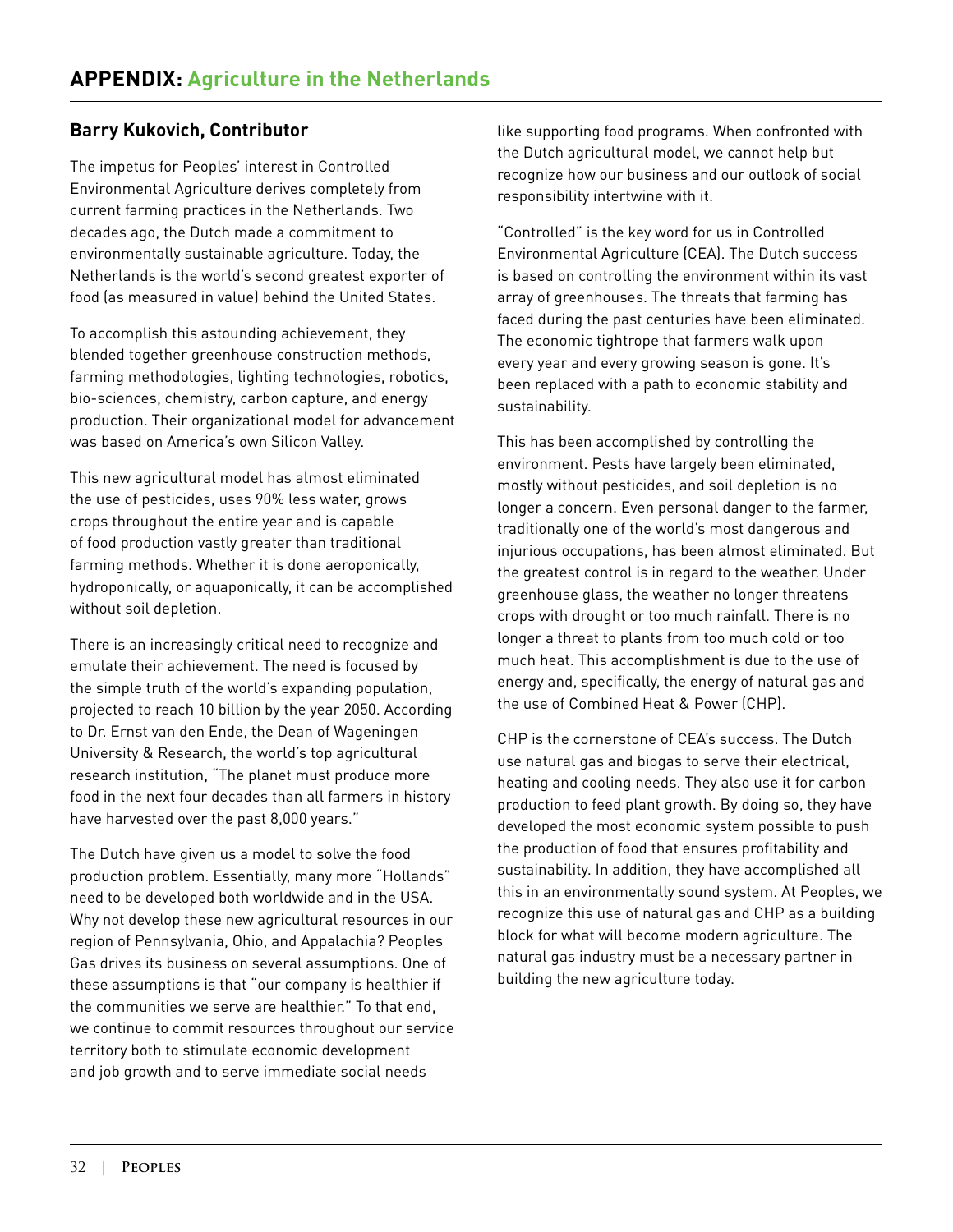# APPENDIX: Agriculture in the Netherlands

## Barry Kukovich, Contributor

The impetus for Peoples' interest in Controlled Environmental Agriculture derives completely from current farming practices in the Netherlands. Two decades ago, the Dutch made a commitment to environmentally sustainable agriculture. Today, the Netherlands is the world's second greatest exporter of food (as measured in value) behind the United States.

To accomplish this astounding achievement, they blended together greenhouse construction methods, farming methodologies, lighting technologies, robotics, bio-sciences, chemistry, carbon capture, and energy production. Their organizational model for advancement was based on America's own Silicon Valley.

This new agricultural model has almost eliminated the use of pesticides, uses 90% less water, grows crops throughout the entire year and is capable of food production vastly greater than traditional farming methods. Whether it is done aeroponically, hydroponically, or aquaponically, it can be accomplished without soil depletion.

There is an increasingly critical need to recognize and emulate their achievement. The need is focused by the simple truth of the world's expanding population, projected to reach 10 billion by the year 2050. According to Dr. Ernst van den Ende, the Dean of Wageningen University & Research, the world's top agricultural research institution, "The planet must produce more food in the next four decades than all farmers in history have harvested over the past 8,000 years."

The Dutch have given us a model to solve the food production problem. Essentially, many more "Hollands" need to be developed both worldwide and in the USA. Why not develop these new agricultural resources in our region of Pennsylvania, Ohio, and Appalachia? Peoples Gas drives its business on several assumptions. One of these assumptions is that "our company is healthier if the communities we serve are healthier." To that end, we continue to commit resources throughout our service territory both to stimulate economic development and job growth and to serve immediate social needs like supporting food programs. When confronted with the Dutch agricultural model, we cannot help but recognize how our business and our outlook of social responsibility intertwine with it.

"Controlled" is the key word for us in Controlled Environmental Agriculture (CEA). The Dutch success is based on controlling the environment within its vast array of greenhouses. The threats that farming has faced during the past centuries have been eliminated. The economic tightrope that farmers walk upon every year and every growing season is gone. It's been replaced with a path to economic stability and sustainability.

This has been accomplished by controlling the environment. Pests have largely been eliminated, mostly without pesticides, and soil depletion is no longer a concern. Even personal danger to the farmer, traditionally one of the world's most dangerous and injurious occupations, has been almost eliminated. But the greatest control is in regard to the weather. Under greenhouse glass, the weather no longer threatens crops with drought or too much rainfall. There is no longer a threat to plants from too much cold or too much heat. This accomplishment is due to the use of energy and, specifically, the energy of natural gas and the use of Combined Heat & Power (CHP).

CHP is the cornerstone of CEA's success. The Dutch use natural gas and biogas to serve their electrical, heating and cooling needs. They also use it for carbon production to feed plant growth. By doing so, they have developed the most economic system possible to push the production of food that ensures profitability and sustainability. In addition, they have accomplished all this in an environmentally sound system. At Peoples, we recognize this use of natural gas and CHP as a building block for what will become modern agriculture. The natural gas industry must be a necessary partner in building the new agriculture today.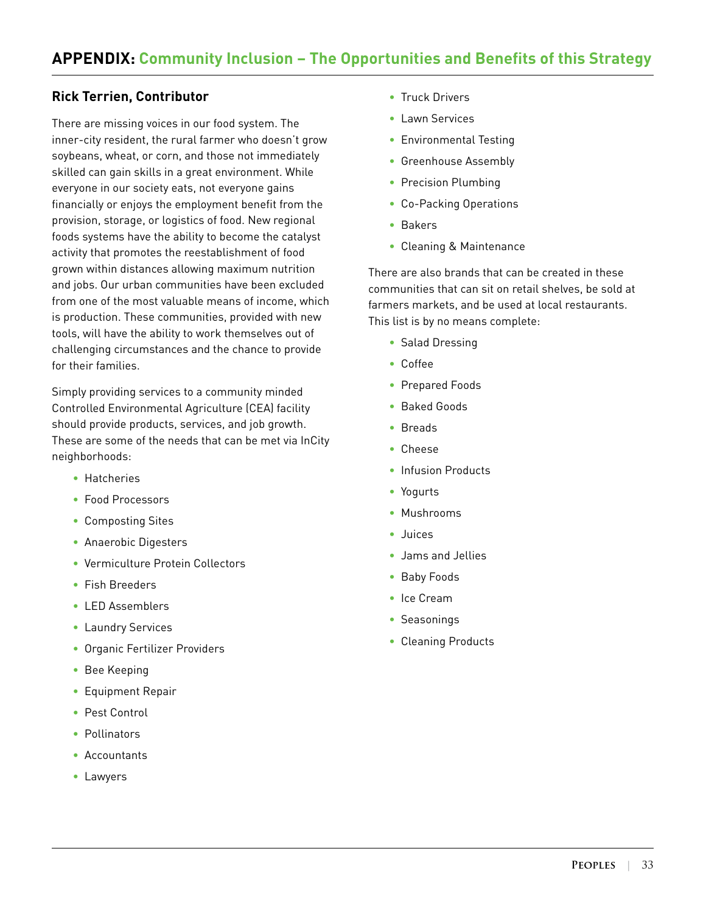## APPENDIX: Community Inclusion – The Opportunities and Benefits of this Strategy

### Rick Terrien, Contributor

There are missing voices in our food system. The inner-city resident, the rural farmer who doesn't grow soybeans, wheat, or corn, and those not immediately skilled can gain skills in a great environment. While everyone in our society eats, not everyone gains financially or enjoys the employment benefit from the provision, storage, or logistics of food. New regional foods systems have the ability to become the catalyst activity that promotes the reestablishment of food grown within distances allowing maximum nutrition and jobs. Our urban communities have been excluded from one of the most valuable means of income, which is production. These communities, provided with new tools, will have the ability to work themselves out of challenging circumstances and the chance to provide for their families.

Simply providing services to a community minded Controlled Environmental Agriculture (CEA) facility should provide products, services, and job growth. These are some of the needs that can be met via InCity neighborhoods:

- Hatcheries
- Food Processors
- Composting Sites
- Anaerobic Digesters
- Vermiculture Protein Collectors
- Fish Breeders
- LED Assemblers
- Laundry Services
- Organic Fertilizer Providers
- Bee Keeping
- Equipment Repair
- Pest Control
- Pollinators
- Accountants
- Lawyers
- Truck Drivers
- Lawn Services
- Environmental Testing
- Greenhouse Assembly
- Precision Plumbing
- Co-Packing Operations
- Bakers
- Cleaning & Maintenance

There are also brands that can be created in these communities that can sit on retail shelves, be sold at farmers markets, and be used at local restaurants. This list is by no means complete:

- Salad Dressing
- Coffee
- Prepared Foods
- Baked Goods
- Breads
- Cheese
- Infusion Products
- Yogurts
- Mushrooms
- Juices
- Jams and Jellies
- Baby Foods
- Ice Cream
- Seasonings
- Cleaning Products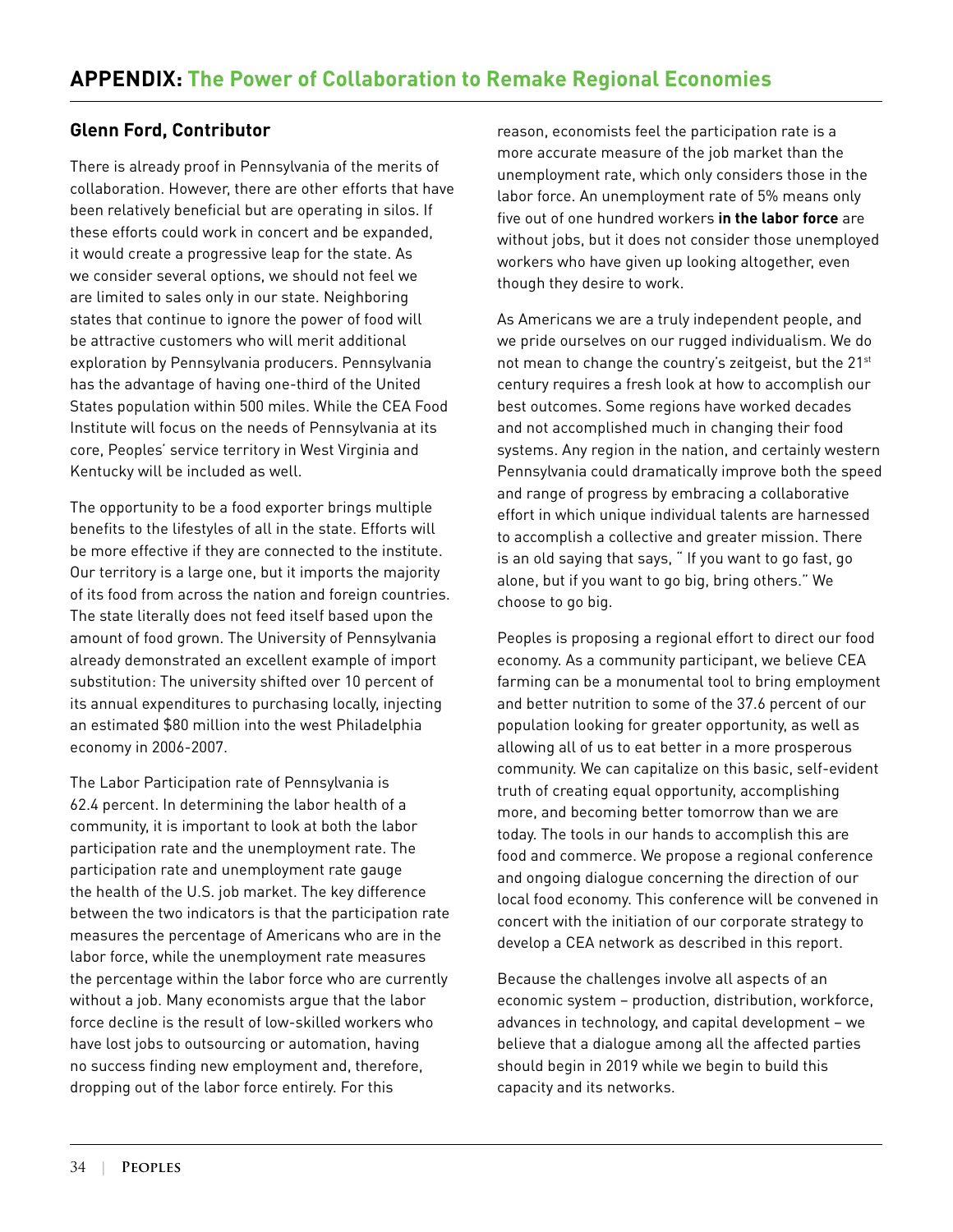## APPENDIX: The Power of Collaboration to Remake Regional Economies

### Glenn Ford, Contributor

There is already proof in Pennsylvania of the merits of collaboration. However, there are other efforts that have been relatively beneficial but are operating in silos. If these efforts could work in concert and be expanded, it would create a progressive leap for the state. As we consider several options, we should not feel we are limited to sales only in our state. Neighboring states that continue to ignore the power of food will be attractive customers who will merit additional exploration by Pennsylvania producers. Pennsylvania has the advantage of having one-third of the United States population within 500 miles. While the CEA Food Institute will focus on the needs of Pennsylvania at its core, Peoples' service territory in West Virginia and Kentucky will be included as well.

The opportunity to be a food exporter brings multiple benefits to the lifestyles of all in the state. Efforts will be more effective if they are connected to the institute. Our territory is a large one, but it imports the majority of its food from across the nation and foreign countries. The state literally does not feed itself based upon the amount of food grown. The University of Pennsylvania already demonstrated an excellent example of import substitution: The university shifted over 10 percent of its annual expenditures to purchasing locally, injecting an estimated $80 million into the west Philadelphia economy in 2006-2007.

The Labor Participation rate of Pennsylvania is 62.4 percent. In determining the labor health of a community, it is important to look at both the labor participation rate and the unemployment rate. The participation rate and unemployment rate gauge the health of the U.S. job market. The key difference between the two indicators is that the participation rate measures the percentage of Americans who are in the labor force, while the unemployment rate measures the percentage within the labor force who are currently without a job. Many economists argue that the labor force decline is the result of low-skilled workers who have lost jobs to outsourcing or automation, having no success finding new employment and, therefore, dropping out of the labor force entirely. For this reason, economists feel the participation rate is a more accurate measure of the job market than the unemployment rate, which only considers those in the labor force. An unemployment rate of 5% means only five out of one hundred workers **in the labor force** are without jobs, but it does not consider those unemployed workers who have given up looking altogether, even though they desire to work.

As Americans we are a truly independent people, and we pride ourselves on our rugged individualism. We do not mean to change the country's zeitgeist, but the 21st century requires a fresh look at how to accomplish our best outcomes. Some regions have worked decades and not accomplished much in changing their food systems. Any region in the nation, and certainly western Pennsylvania could dramatically improve both the speed and range of progress by embracing a collaborative effort in which unique individual talents are harnessed to accomplish a collective and greater mission. There is an old saying that says, " If you want to go fast, go alone, but if you want to go big, bring others." We choose to go big.

Peoples is proposing a regional effort to direct our food economy. As a community participant, we believe CEA farming can be a monumental tool to bring employment and better nutrition to some of the 37.6 percent of our population looking for greater opportunity, as well as allowing all of us to eat better in a more prosperous community. We can capitalize on this basic, self-evident truth of creating equal opportunity, accomplishing more, and becoming better tomorrow than we are today. The tools in our hands to accomplish this are food and commerce. We propose a regional conference and ongoing dialogue concerning the direction of our local food economy. This conference will be convened in concert with the initiation of our corporate strategy to develop a CEA network as described in this report.

Because the challenges involve all aspects of an economic system – production, distribution, workforce, advances in technology, and capital development – we believe that a dialogue among all the affected parties should begin in 2019 while we begin to build this capacity and its networks.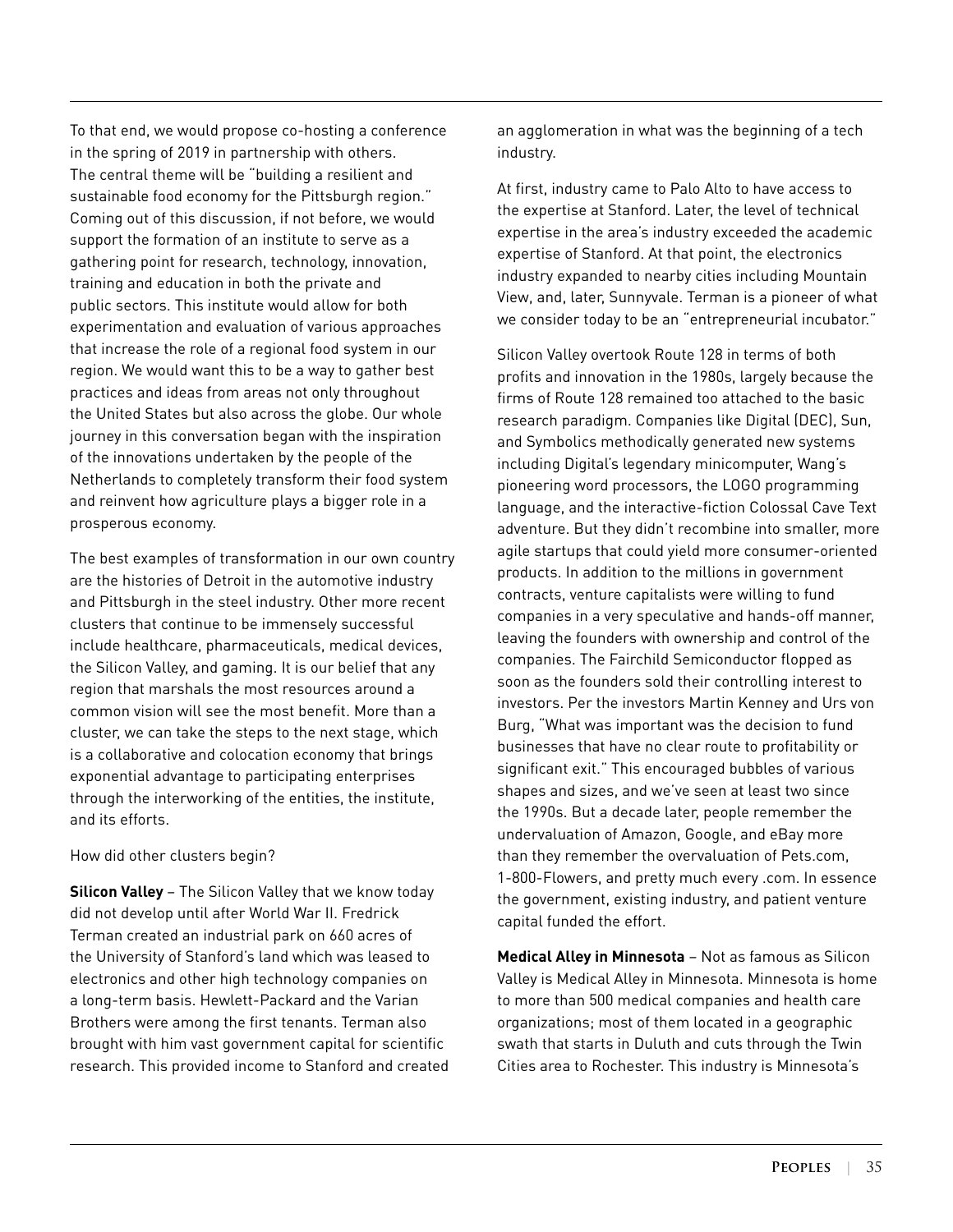To that end, we would propose co-hosting a conference in the spring of 2019 in partnership with others. The central theme will be "building a resilient and sustainable food economy for the Pittsburgh region." Coming out of this discussion, if not before, we would support the formation of an institute to serve as a gathering point for research, technology, innovation, training and education in both the private and public sectors. This institute would allow for both experimentation and evaluation of various approaches that increase the role of a regional food system in our region. We would want this to be a way to gather best practices and ideas from areas not only throughout the United States but also across the globe. Our whole journey in this conversation began with the inspiration of the innovations undertaken by the people of the Netherlands to completely transform their food system and reinvent how agriculture plays a bigger role in a prosperous economy.

The best examples of transformation in our own country are the histories of Detroit in the automotive industry and Pittsburgh in the steel industry. Other more recent clusters that continue to be immensely successful include healthcare, pharmaceuticals, medical devices, the Silicon Valley, and gaming. It is our belief that any region that marshals the most resources around a common vision will see the most benefit. More than a cluster, we can take the steps to the next stage, which is a collaborative and colocation economy that brings exponential advantage to participating enterprises through the interworking of the entities, the institute, and its efforts.

How did other clusters begin?

**Silicon Valley** – The Silicon Valley that we know today did not develop until after World War II. Fredrick Terman created an industrial park on 660 acres of the University of Stanford's land which was leased to electronics and other high technology companies on a long-term basis. Hewlett-Packard and the Varian Brothers were among the first tenants. Terman also brought with him vast government capital for scientific research. This provided income to Stanford and created an agglomeration in what was the beginning of a tech industry.

At first, industry came to Palo Alto to have access to the expertise at Stanford. Later, the level of technical expertise in the area's industry exceeded the academic expertise of Stanford. At that point, the electronics industry expanded to nearby cities including Mountain View, and, later, Sunnyvale. Terman is a pioneer of what we consider today to be an "entrepreneurial incubator."

Silicon Valley overtook Route 128 in terms of both profits and innovation in the 1980s, largely because the firms of Route 128 remained too attached to the basic research paradigm. Companies like Digital (DEC), Sun, and Symbolics methodically generated new systems including Digital's legendary minicomputer, Wang's pioneering word processors, the LOGO programming language, and the interactive-fiction Colossal Cave Text adventure. But they didn't recombine into smaller, more agile startups that could yield more consumer-oriented products. In addition to the millions in government contracts, venture capitalists were willing to fund companies in a very speculative and hands-off manner, leaving the founders with ownership and control of the companies. The Fairchild Semiconductor flopped as soon as the founders sold their controlling interest to investors. Per the investors Martin Kenney and Urs von Burg, "What was important was the decision to fund businesses that have no clear route to profitability or significant exit." This encouraged bubbles of various shapes and sizes, and we've seen at least two since the 1990s. But a decade later, people remember the undervaluation of Amazon, Google, and eBay more than they remember the overvaluation of Pets.com, 1-800-Flowers, and pretty much every .com. In essence the government, existing industry, and patient venture capital funded the effort.

**Medical Alley in Minnesota** – Not as famous as Silicon Valley is Medical Alley in Minnesota. Minnesota is home to more than 500 medical companies and health care organizations; most of them located in a geographic swath that starts in Duluth and cuts through the Twin Cities area to Rochester. This industry is Minnesota's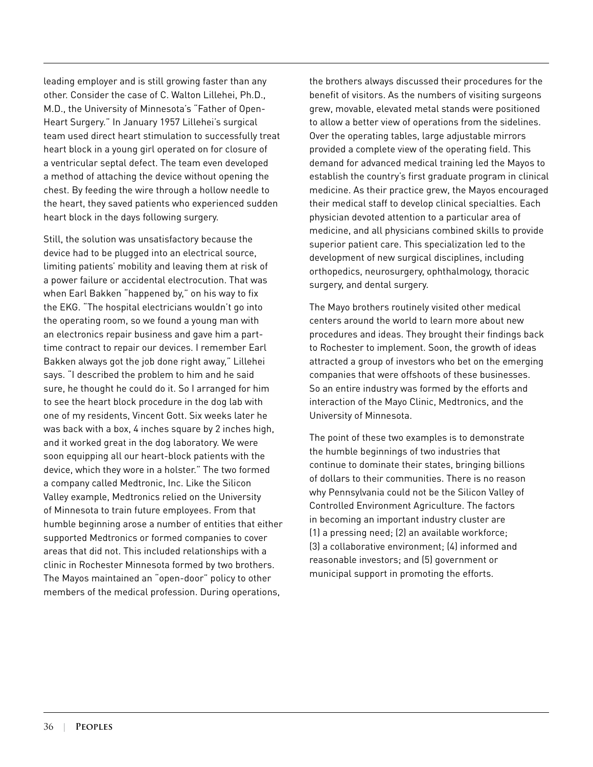leading employer and is still growing faster than any other. Consider the case of C. Walton Lillehei, Ph.D., M.D., the University of Minnesota's "Father of Open-Heart Surgery." In January 1957 Lillehei's surgical team used direct heart stimulation to successfully treat heart block in a young girl operated on for closure of a ventricular septal defect. The team even developed a method of attaching the device without opening the chest. By feeding the wire through a hollow needle to the heart, they saved patients who experienced sudden heart block in the days following surgery.

Still, the solution was unsatisfactory because the device had to be plugged into an electrical source, limiting patients' mobility and leaving them at risk of a power failure or accidental electrocution. That was when Earl Bakken "happened by," on his way to fix the EKG. "The hospital electricians wouldn't go into the operating room, so we found a young man with an electronics repair business and gave him a part-time contract to repair our devices. I remember Earl Bakken always got the job done right away," Lillehei says. "I described the problem to him and he said sure, he thought he could do it. So I arranged for him to see the heart block procedure in the dog lab with one of my residents, Vincent Gott. Six weeks later he was back with a box, 4 inches square by 2 inches high, and it worked great in the dog laboratory. We were soon equipping all our heart-block patients with the device, which they wore in a holster." The two formed a company called Medtronic, Inc. Like the Silicon Valley example, Medtronics relied on the University of Minnesota to train future employees. From that humble beginning arose a number of entities that either supported Medtronics or formed companies to cover areas that did not. This included relationships with a clinic in Rochester Minnesota formed by two brothers. The Mayos maintained an "open-door" policy to other members of the medical profession. During operations, the brothers always discussed their procedures for the benefit of visitors. As the numbers of visiting surgeons grew, movable, elevated metal stands were positioned to allow a better view of operations from the sidelines. Over the operating tables, large adjustable mirrors provided a complete view of the operating field. This demand for advanced medical training led the Mayos to establish the country's first graduate program in clinical medicine. As their practice grew, the Mayos encouraged their medical staff to develop clinical specialties. Each physician devoted attention to a particular area of medicine, and all physicians combined skills to provide superior patient care. This specialization led to the development of new surgical disciplines, including orthopedics, neurosurgery, ophthalmology, thoracic surgery, and dental surgery.

The Mayo brothers routinely visited other medical centers around the world to learn more about new procedures and ideas. They brought their findings back to Rochester to implement. Soon, the growth of ideas attracted a group of investors who bet on the emerging companies that were offshoots of these businesses. So an entire industry was formed by the efforts and interaction of the Mayo Clinic, Medtronics, and the University of Minnesota.

The point of these two examples is to demonstrate the humble beginnings of two industries that continue to dominate their states, bringing billions of dollars to their communities. There is no reason why Pennsylvania could not be the Silicon Valley of Controlled Environment Agriculture. The factors in becoming an important industry cluster are (1) a pressing need; (2) an available workforce; (3) a collaborative environment; (4) informed and reasonable investors; and (5) government or municipal support in promoting the efforts.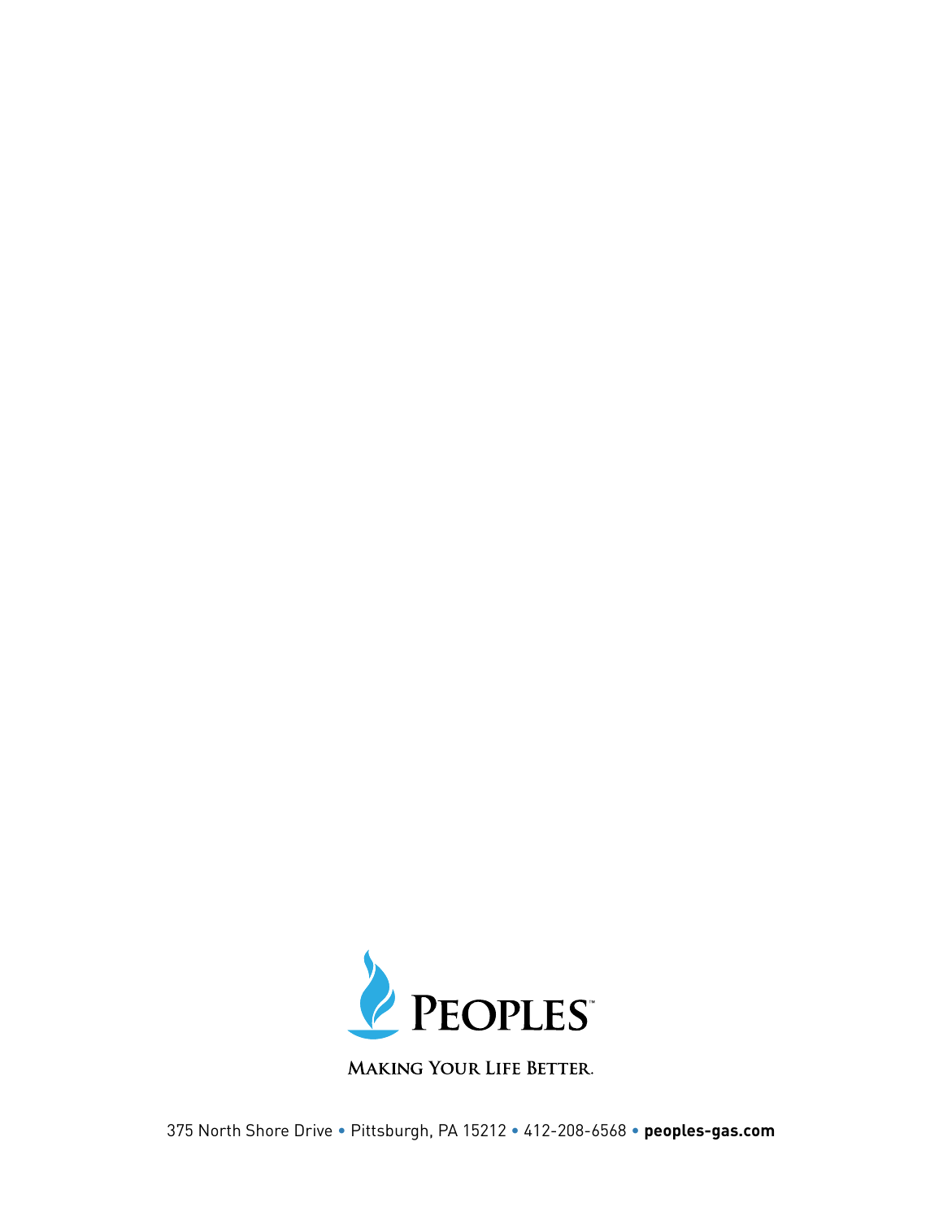PEOPLES™

MAKING YOUR LIFE BETTER.

375 North Shore Drive • Pittsburgh, PA 15212 • 412-208-6568 • **peoples-gas.com**